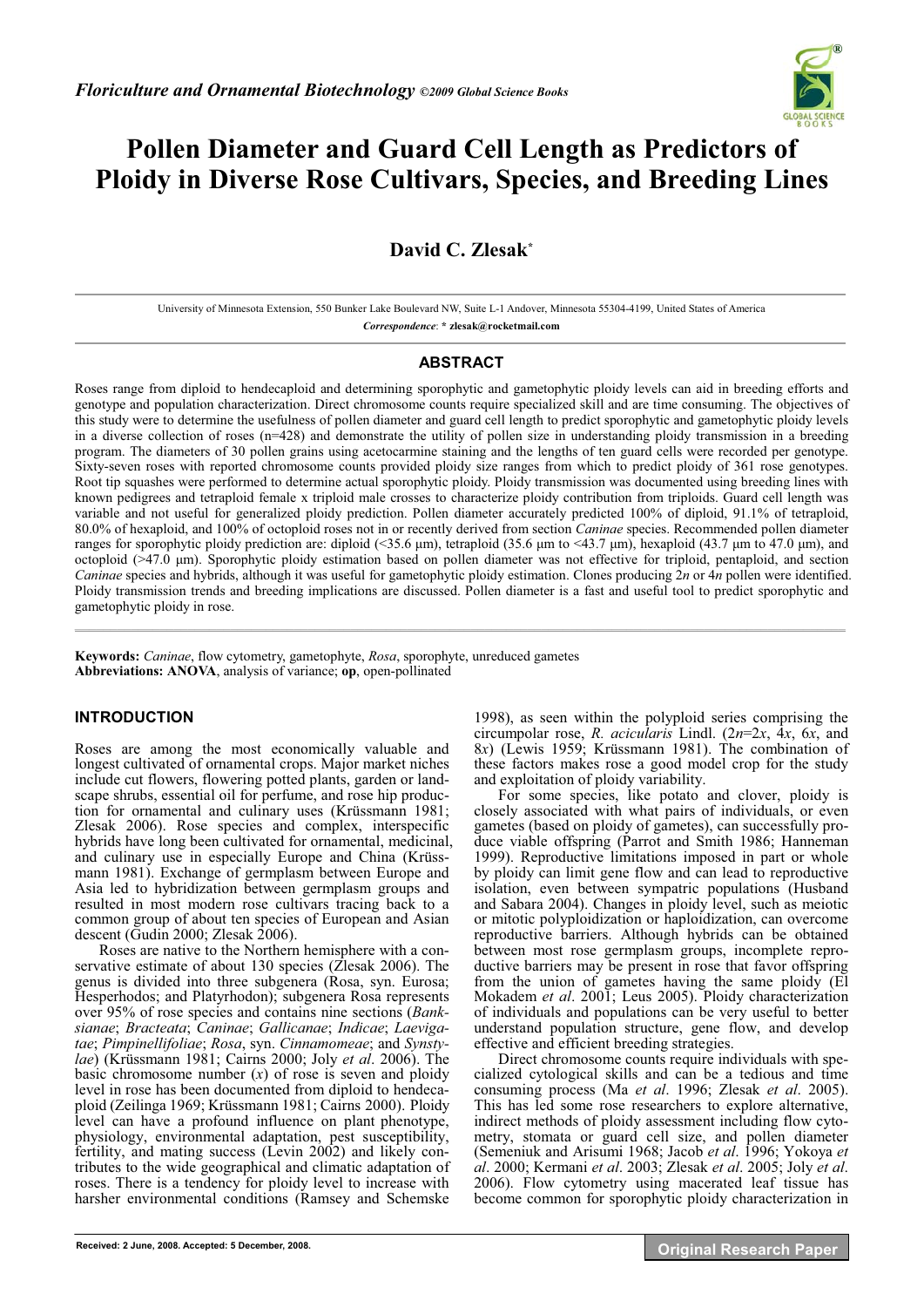# Pollen Diameter and Guard Cell Length as Predictors of Ploidy in Diverse Rose Cultivars, Species, and Breeding Lines

**David C. Zlesak***

University of Minnesota Extension, 550 Bunker Lake Boulevard NW, Suite L-1 Andover, Minnesota 55304-4199, United States of America

*Correspondence*: * **zlesak@rocketmail.com**

## ABSTRACT

Roses range from diploid to hendecaploid and determining sporophytic and gametophytic ploidy levels can aid in breeding efforts and genotype and population characterization. Direct chromosome counts require specialized skill and are time consuming. The objectives of this study were to determine the usefulness of pollen diameter and guard cell length to predict sporophytic and gametophytic ploidy levels in a diverse collection of roses (n=428) and demonstrate the utility of pollen size in understanding ploidy transmission in a breeding program. The diameters of 30 pollen grains using acetocarmine staining and the lengths of ten guard cells were recorded per genotype. Sixty-seven roses with reported chromosome counts provided ploidy size ranges from which to predict ploidy of 361 rose genotypes. Root tip squashes were performed to determine actual sporophytic ploidy. Ploidy transmission was documented using breeding lines with known pedigrees and tetraploid female x triploid male crosses to characterize ploidy contribution from triploids. Guard cell length was variable and not useful for generalized ploidy prediction. Pollen diameter accurately predicted 100% of diploid, 91.1% of tetraploid, 80.0% of hexaploid, and 100% of octoploid roses not in or recently derived from section *Caninae* species. Recommended pollen diameter ranges for sporophytic ploidy prediction are: diploid (<35.6 μm), tetraploid (35.6 μm to <43.7 μm), hexaploid (43.7 μm to 47.0 μm), and octoploid (>47.0 μm). Sporophytic ploidy estimation based on pollen diameter was not effective for triploid, pentaploid, and section *Caninae* species and hybrids, although it was useful for gametophytic ploidy estimation. Clones producing 2*n* or 4*n* pollen were identified. Ploidy transmission trends and breeding implications are discussed. Pollen diameter is a fast and useful tool to predict sporophytic and gametophytic ploidy in rose.

**Keywords:** *Caninae*, flow cytometry, gametophyte, *Rosa*, sporophyte, unreduced gametes
**Abbreviations: ANOVA**, analysis of variance; **op**, open-pollinated

## INTRODUCTION

Roses are among the most economically valuable and longest cultivated of ornamental crops. Major market niches include cut flowers, flowering potted plants, garden or landscape shrubs, essential oil for perfume, and rose hip production for ornamental and culinary uses (Krüssmann 1981; Zlesak 2006). Rose species and complex, interspecific hybrids have long been cultivated for ornamental, medicinal, and culinary use in especially Europe and China (Krüssmann 1981). Exchange of germplasm between Europe and Asia led to hybridization between germplasm groups and resulted in most modern rose cultivars tracing back to a common group of about ten species of European and Asian descent (Gudin 2000; Zlesak 2006).

Roses are native to the Northern hemisphere with a conservative estimate of about 130 species (Zlesak 2006). The genus is divided into three subgenera (Rosa, syn. Eurosa; Hesperhodos; and Platyrhodon); subgenera Rosa represents over 95% of rose species and contains nine sections (*Banksianae*; *Bracteata*; *Caninae*; *Gallicanae*; *Indicae*; *Laevigatae*; *Pimpinellifoliae*; *Rosa*, syn. *Cinnamomeae*; and *Synstylae*) (Krüssmann 1981; Cairns 2000; Joly *et al*. 2006). The basic chromosome number (*x*) of rose is seven and ploidy level in rose has been documented from diploid to hendecaploid (Zeilinga 1969; Krüssmann 1981; Cairns 2000). Ploidy level can have a profound influence on plant phenotype, physiology, environmental adaptation, pest susceptibility, fertility, and mating success (Levin 2002) and likely contributes to the wide geographical and climatic adaptation of roses. There is a tendency for ploidy level to increase with harsher environmental conditions (Ramsey and Schemske 1998), as seen within the polyploid series comprising the circumpolar rose, *R. acicularis* Lindl. (2*n*=2*x*, 4*x*, 6*x*, and 8*x*) (Lewis 1959; Krüssmann 1981). The combination of these factors makes rose a good model crop for the study and exploitation of ploidy variability.

For some species, like potato and clover, ploidy is closely associated with what pairs of individuals, or even gametes (based on ploidy of gametes), can successfully produce viable offspring (Parrot and Smith 1986; Hanneman 1999). Reproductive limitations imposed in part or whole by ploidy can limit gene flow and can lead to reproductive isolation, even between sympatric populations (Husband and Sabara 2004). Changes in ploidy level, such as meiotic or mitotic polyploidization or haploidization, can overcome reproductive barriers. Although hybrids can be obtained between most rose germplasm groups, incomplete reproductive barriers may be present in rose that favor offspring from the union of gametes having the same ploidy (El Mokadem *et al*. 2001; Leus 2005). Ploidy characterization of individuals and populations can be very useful to better understand population structure, gene flow, and develop effective and efficient breeding strategies.

Direct chromosome counts require individuals with specialized cytological skills and can be a tedious and time consuming process (Ma *et al*. 1996; Zlesak *et al*. 2005). This has led some rose researchers to explore alternative, indirect methods of ploidy assessment including flow cytometry, stomata or guard cell size, and pollen diameter (Semeniuk and Arisumi 1968; Jacob *et al*. 1996; Yokoya *et al*. 2000; Kermani *et al*. 2003; Zlesak *et al*. 2005; Joly *et al*. 2006). Flow cytometry using macerated leaf tissue has become common for sporophytic ploidy characterization in

**Received: 2 June, 2008. Accepted: 5 December, 2008.**

**Original Research Paper**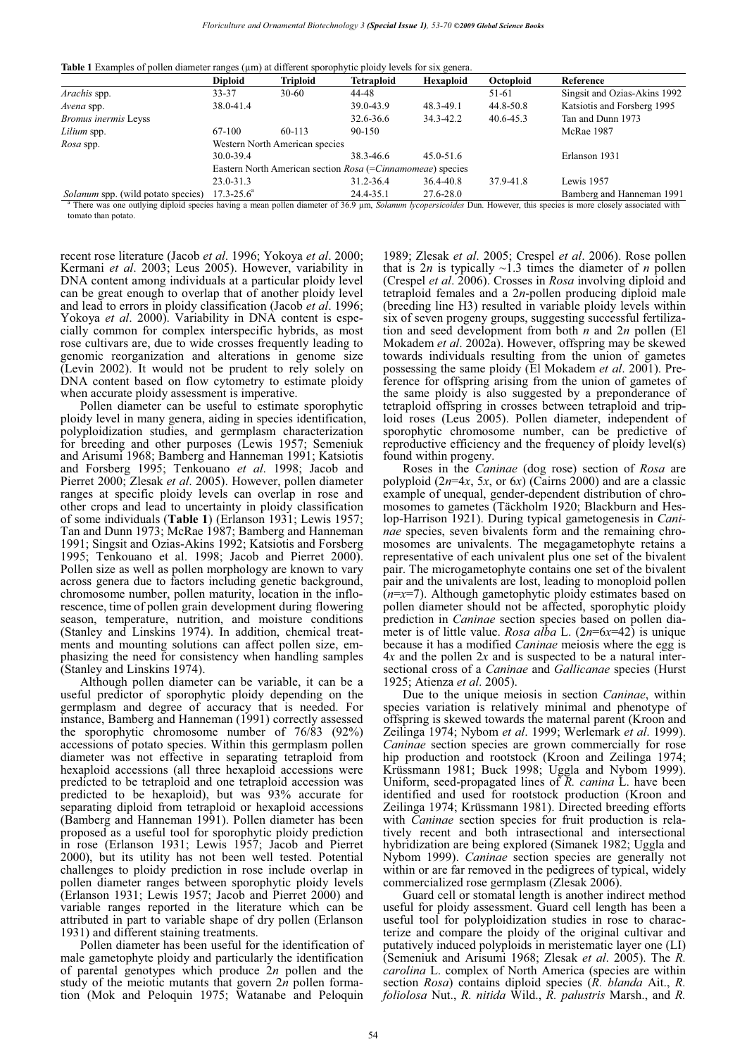**Table 1** Examples of pollen diameter ranges (μm) at different sporophytic ploidy levels for six genera.

| | Diploid | Triploid | Tetraploid | Hexaploid | Octoploid | Reference |
|---|---|---|---|---|---|---|
| *Arachis* spp. | 33-37 | 30-60 | 44-48 | | 51-61 | Singsit and Ozias-Akins 1992 |
| *Avena* spp. | 38.0-41.4 | | 39.0-43.9 | 48.3-49.1 | 44.8-50.8 | Katsiotis and Forsberg 1995 |
| *Bromus inermis* Leyss | | | 32.6-36.6 | 34.3-42.2 | 40.6-45.3 | Tan and Dunn 1973 |
| *Lilium* spp. | 67-100 | 60-113 | 90-150 | | | McRae 1987 |
| *Rosa* spp. | Western North American species | | | | | |
| | 30.0-39.4 | | 38.3-46.6 | 45.0-51.6 | | Erlanson 1931 |
| | Eastern North American section *Rosa* (=*Cinnamomeae*) species | | | | | |
| | 23.0-31.3 | | 31.2-36.4 | 36.4-40.8 | 37.9-41.8 | Lewis 1957 |
| *Solanum* spp. (wild potato species) | 17.3-25.6[a] | | 24.4-35.1 | 27.6-28.0 | | Bamberg and Hanneman 1991 |

[a] There was one outlying diploid species having a mean pollen diameter of 36.9 μm, *Solanum lycopersicoides* Dun. However, this species is more closely associated with tomato than potato.

recent rose literature (Jacob *et al*. 1996; Yokoya *et al*. 2000; Kermani *et al*. 2003; Leus 2005). However, variability in DNA content among individuals at a particular ploidy level can be great enough to overlap that of another ploidy level and lead to errors in ploidy classification (Jacob *et al*. 1996; Yokoya *et al*. 2000). Variability in DNA content is especially common for complex interspecific hybrids, as most rose cultivars are, due to wide crosses frequently leading to genomic reorganization and alterations in genome size (Levin 2002). It would not be prudent to rely solely on DNA content based on flow cytometry to estimate ploidy when accurate ploidy assessment is imperative.

Pollen diameter can be useful to estimate sporophytic ploidy level in many genera, aiding in species identification, polyploidization studies, and germplasm characterization for breeding and other purposes (Lewis 1957; Semeniuk and Arisumi 1968; Bamberg and Hanneman 1991; Katsiotis and Forsberg 1995; Tenkouano *et al*. 1998; Jacob and Pierret 2000; Zlesak *et al*. 2005). However, pollen diameter ranges at specific ploidy levels can overlap in rose and other crops and lead to uncertainty in ploidy classification of some individuals (**Table 1**) (Erlanson 1931; Lewis 1957; Tan and Dunn 1973; McRae 1987; Bamberg and Hanneman 1991; Singsit and Ozias-Akins 1992; Katsiotis and Forsberg 1995; Tenkouano et al. 1998; Jacob and Pierret 2000). Pollen size as well as pollen morphology are known to vary across genera due to factors including genetic background, chromosome number, pollen maturity, location in the inflorescence, time of pollen grain development during flowering season, temperature, nutrition, and moisture conditions (Stanley and Linskins 1974). In addition, chemical treatments and mounting solutions can affect pollen size, emphasizing the need for consistency when handling samples (Stanley and Linskins 1974).

Although pollen diameter can be variable, it can be a useful predictor of sporophytic ploidy depending on the germplasm and degree of accuracy that is needed. For instance, Bamberg and Hanneman (1991) correctly assessed the sporophytic chromosome number of 76/83 (92%) accessions of potato species. Within this germplasm pollen diameter was not effective in separating tetraploid from hexaploid accessions (all three hexaploid accessions were predicted to be tetraploid and one tetraploid accession was predicted to be hexaploid), but was 93% accurate for separating diploid from tetraploid or hexaploid accessions (Bamberg and Hanneman 1991). Pollen diameter has been proposed as a useful tool for sporophytic ploidy prediction in rose (Erlanson 1931; Lewis 1957; Jacob and Pierret 2000), but its utility has not been well tested. Potential challenges to ploidy prediction in rose include overlap in pollen diameter ranges between sporophytic ploidy levels (Erlanson 1931; Lewis 1957; Jacob and Pierret 2000) and variable ranges reported in the literature which can be attributed in part to variable shape of dry pollen (Erlanson 1931) and different staining treatments.

Pollen diameter has been useful for the identification of male gametophyte ploidy and particularly the identification of parental genotypes which produce $2n$ pollen and the study of the meiotic mutants that govern $2n$ pollen formation (Mok and Peloquin 1975; Watanabe and Peloquin 1989; Zlesak *et al*. 2005; Crespel *et al*. 2006). Rose pollen that is $2n$ is typically ~1.3 times the diameter of $n$ pollen (Crespel *et al*. 2006). Crosses in *Rosa* involving diploid and tetraploid females and a $2n$-pollen producing diploid male (breeding line H3) resulted in variable ploidy levels within six of seven progeny groups, suggesting successful fertilization and seed development from both $n$ and $2n$ pollen (El Mokadem *et al*. 2002a). However, offspring may be skewed towards individuals resulting from the union of gametes possessing the same ploidy (El Mokadem *et al*. 2001). Preference for offspring arising from the union of gametes of the same ploidy is also suggested by a preponderance of tetraploid offspring in crosses between tetraploid and triploid roses (Leus 2005). Pollen diameter, independent of sporophytic chromosome number, can be predictive of reproductive efficiency and the frequency of ploidy level(s) found within progeny.

Roses in the *Caninae* (dog rose) section of *Rosa* are polyploid ($2n$=$4x$, $5x$, or $6x$) (Cairns 2000) and are a classic example of unequal, gender-dependent distribution of chromosomes to gametes (Täckholm 1920; Blackburn and Heslop-Harrison 1921). During typical gametogenesis in *Caninae* species, seven bivalents form and the remaining chromosomes are univalents. The megagametophyte retains a representative of each univalent plus one set of the bivalent pair. The microgametophyte contains one set of the bivalent pair and the univalents are lost, leading to monoploid pollen ($n$=$x$=7). Although gametophytic ploidy estimates based on pollen diameter should not be affected, sporophytic ploidy prediction in *Caninae* section species based on pollen diameter is of little value. *Rosa alba* L. ($2n$=$6x$=42) is unique because it has a modified *Caninae* meiosis where the egg is $4x$ and the pollen $2x$ and is suspected to be a natural intersectional cross of a *Caninae* and *Gallicanae* species (Hurst 1925; Atienza *et al*. 2005).

Due to the unique meiosis in section *Caninae*, within species variation is relatively minimal and phenotype of offspring is skewed towards the maternal parent (Kroon and Zeilinga 1974; Nybom *et al*. 1999; Werlemark *et al*. 1999). *Caninae* section species are grown commercially for rose hip production and rootstock (Kroon and Zeilinga 1974; Krüssmann 1981; Buck 1998; Uggla and Nybom 1999). Uniform, seed-propagated lines of *R. canina* L. have been identified and used for rootstock production (Kroon and Zeilinga 1974; Krüssmann 1981). Directed breeding efforts with *Caninae* section species for fruit production is relatively recent and both intrasectional and intersectional hybridization are being explored (Simanek 1982; Uggla and Nybom 1999). *Caninae* section species are generally not within or are far removed in the pedigrees of typical, widely commercialized rose germplasm (Zlesak 2006).

Guard cell or stomatal length is another indirect method useful for ploidy assessment. Guard cell length has been a useful tool for polyploidization studies in rose to characterize and compare the ploidy of the original cultivar and putatively induced polyploids in meristematic layer one (LI) (Semeniuk and Arisumi 1968; Zlesak *et al*. 2005). The *R. carolina* L. complex of North America (species are within section *Rosa*) contains diploid species (*R. blanda* Ait., *R. foliolosa* Nut., *R. nitida* Wild., *R. palustris* Marsh., and *R.*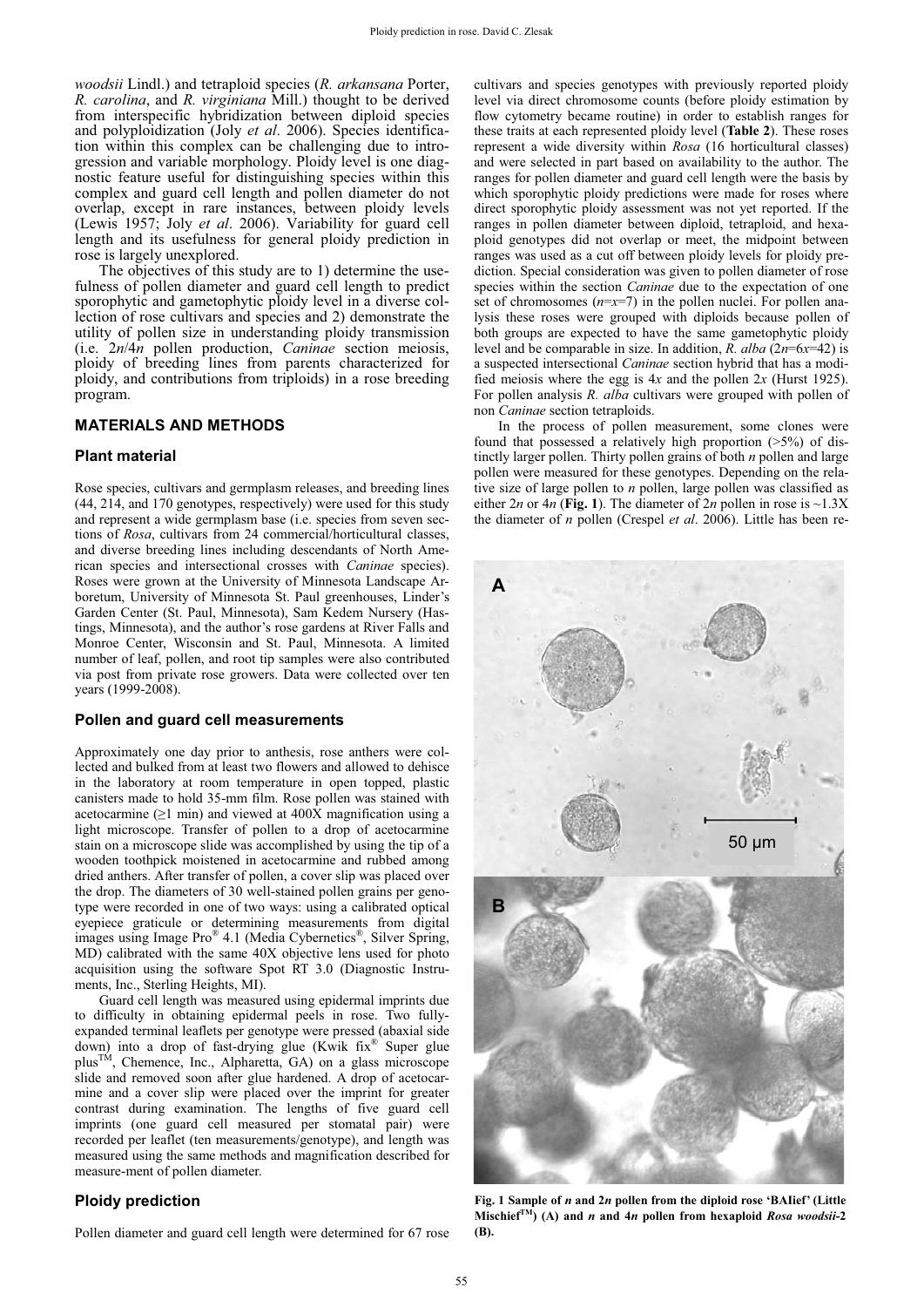*woodsii* Lindl.) and tetraploid species (*R. arkansana* Porter, *R. carolina*, and *R. virginiana* Mill.) thought to be derived from interspecific hybridization between diploid species and polyploidization (Joly *et al*. 2006). Species identification within this complex can be challenging due to introgression and variable morphology. Ploidy level is one diagnostic feature useful for distinguishing species within this complex and guard cell length and pollen diameter do not overlap, except in rare instances, between ploidy levels (Lewis 1957; Joly *et al*. 2006). Variability for guard cell length and its usefulness for general ploidy prediction in rose is largely unexplored.

The objectives of this study are to 1) determine the usefulness of pollen diameter and guard cell length to predict sporophytic and gametophytic ploidy level in a diverse collection of rose cultivars and species and 2) demonstrate the utility of pollen size in understanding ploidy transmission (i.e. 2*n*/4*n* pollen production, *Caninae* section meiosis, ploidy of breeding lines from parents characterized for ploidy, and contributions from triploids) in a rose breeding program.

## MATERIALS AND METHODS

### Plant material

Rose species, cultivars and germplasm releases, and breeding lines (44, 214, and 170 genotypes, respectively) were used for this study and represent a wide germplasm base (i.e. species from seven sections of *Rosa*, cultivars from 24 commercial/horticultural classes, and diverse breeding lines including descendants of North American species and intersectional crosses with *Caninae* species). Roses were grown at the University of Minnesota Landscape Arboretum, University of Minnesota St. Paul greenhouses, Linder's Garden Center (St. Paul, Minnesota), Sam Kedem Nursery (Hastings, Minnesota), and the author's rose gardens at River Falls and Monroe Center, Wisconsin and St. Paul, Minnesota. A limited number of leaf, pollen, and root tip samples were also contributed via post from private rose growers. Data were collected over ten years (1999-2008).

### Pollen and guard cell measurements

Approximately one day prior to anthesis, rose anthers were collected and bulked from at least two flowers and allowed to dehisce in the laboratory at room temperature in open topped, plastic canisters made to hold 35-mm film. Rose pollen was stained with acetocarmine (≥1 min) and viewed at 400X magnification using a light microscope. Transfer of pollen to a drop of acetocarmine stain on a microscope slide was accomplished by using the tip of a wooden toothpick moistened in acetocarmine and rubbed among dried anthers. After transfer of pollen, a cover slip was placed over the drop. The diameters of 30 well-stained pollen grains per genotype were recorded in one of two ways: using a calibrated optical eyepiece graticule or determining measurements from digital images using Image Pro® 4.1 (Media Cybernetics®, Silver Spring, MD) calibrated with the same 40X objective lens used for photo acquisition using the software Spot RT 3.0 (Diagnostic Instruments, Inc., Sterling Heights, MI).

Guard cell length was measured using epidermal imprints due to difficulty in obtaining epidermal peels in rose. Two fully-expanded terminal leaflets per genotype were pressed (abaxial side down) into a drop of fast-drying glue (Kwik fix® Super glue plus™, Chemence, Inc., Alpharetta, GA) on a glass microscope slide and removed soon after glue hardened. A drop of acetocarmine and a cover slip were placed over the imprint for greater contrast during examination. The lengths of five guard cell imprints (one guard cell measured per stomatal pair) were recorded per leaflet (ten measurements/genotype), and length was measured using the same methods and magnification described for measure-ment of pollen diameter.

### Ploidy prediction

Pollen diameter and guard cell length were determined for 67 rose cultivars and species genotypes with previously reported ploidy level via direct chromosome counts (before ploidy estimation by flow cytometry became routine) in order to establish ranges for these traits at each represented ploidy level (**Table 2**). These roses represent a wide diversity within *Rosa* (16 horticultural classes) and were selected in part based on availability to the author. The ranges for pollen diameter and guard cell length were the basis by which sporophytic ploidy predictions were made for roses where direct sporophytic ploidy assessment was not yet reported. If the ranges in pollen diameter between diploid, tetraploid, and hexaploid genotypes did not overlap or meet, the midpoint between ranges was used as a cut off between ploidy levels for ploidy prediction. Special consideration was given to pollen diameter of rose species within the section *Caninae* due to the expectation of one set of chromosomes ($n$=$x$=7) in the pollen nuclei. For pollen analysis these roses were grouped with diploids because pollen of both groups are expected to have the same gametophytic ploidy level and be comparable in size. In addition, *R. alba* (2$n$=6$x$=42) is a suspected intersectional *Caninae* section hybrid that has a modified meiosis where the egg is 4$x$ and the pollen 2$x$ (Hurst 1925). For pollen analysis *R. alba* cultivars were grouped with pollen of non *Caninae* section tetraploids.

In the process of pollen measurement, some clones were found that possessed a relatively high proportion (>5%) of distinctly larger pollen. Thirty pollen grains of both *n* pollen and large pollen were measured for these genotypes. Depending on the relative size of large pollen to *n* pollen, large pollen was classified as either 2*n* or 4*n* (**Fig. 1**). The diameter of 2*n* pollen in rose is ~1.3X the diameter of *n* pollen (Crespel *et al*. 2006). Little has been re-

**Fig. 1 Sample of *n* and 2*n* pollen from the diploid rose 'BAIief' (Little Mischief™) (A) and *n* and 4*n* pollen from hexaploid *Rosa woodsii*-2 (B).**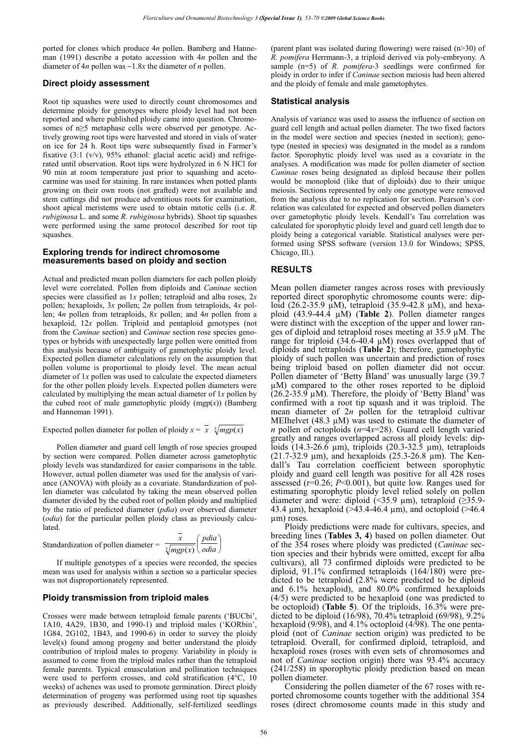ported for clones which produce 4*n* pollen. Bamberg and Hanneman (1991) describe a potato accession with 4*n* pollen and the diameter of 4*n* pollen was ~1.8*x* the diameter of *n* pollen.

## Direct ploidy assessment

Root tip squashes were used to directly count chromosomes and determine ploidy for genotypes where ploidy level had not been reported and where published ploidy came into question. Chromosomes of n≥5 metaphase cells were observed per genotype. Actively growing root tips were harvested and stored in vials of water on ice for 24 h. Root tips were subsequently fixed in Farmer's fixative (3:1 (v/v), 95% ethanol: glacial acetic acid) and refrigerated until observation. Root tips were hydrolyzed in 6 N HCl for 90 min at room temperature just prior to squashing and acetocarmine was used for staining. In rare instances when potted plants growing on their own roots (not grafted) were not available and stem cuttings did not produce adventitious roots for examination, shoot apical meristems were used to obtain mitotic cells (i.e. *R. rubiginosa* L. and some *R. rubiginosa* hybrids). Shoot tip squashes were performed using the same protocol described for root tip squashes.

## Exploring trends for indirect chromosome measurements based on ploidy and section

Actual and predicted mean pollen diameters for each pollen ploidy level were correlated. Pollen from diploids and *Caninae* section species were classified as 1*x* pollen; tetraploid and alba roses, 2*x* pollen; hexaploids, 3*x* pollen; 2*n* pollen from tetraploids, 4*x* pollen; 4*n* pollen from tetraploids, 8*x* pollen; and 4*n* pollen from a hexaploid, 12*x* pollen. Triploid and pentaploid genotypes (not from the *Caninae* section) and *Caninae* section rose species genotypes or hybrids with unexpectedly large pollen were omitted from this analysis because of ambiguity of gametophytic ploidy level. Expected pollen diameter calculations rely on the assumption that pollen volume is proportional to ploidy level. The mean actual diameter of 1*x* pollen was used to calculate the expected diameters for the other pollen ploidy levels. Expected pollen diameters were calculated by multiplying the mean actual diameter of 1*x* pollen by the cubed root of male gametophytic ploidy (mgp(*x*)) (Bamberg and Hanneman 1991).

Expected pollen diameter for pollen of ploidy $x = \bar{x} \sqrt[3]{mgp(x)}$

Pollen diameter and guard cell length of rose species grouped by section were compared. Pollen diameter across gametophytic ploidy levels was standardized for easier comparisons in the table. However, actual pollen diameter was used for the analysis of variance (ANOVA) with ploidy as a covariate. Standardization of pollen diameter was calculated by taking the mean observed pollen diameter divided by the cubed root of pollen ploidy and multiplied by the ratio of predicted diameter (*pdia*) over observed diameter (*odia*) for the particular pollen ploidy class as previously calculated.

$$\text{Standardization of pollen diameter} = \frac{\bar{x}}{\sqrt[3]{mgp(x)}}\left(\frac{pdia}{odia}\right)$$

If multiple genotypes of a species were recorded, the species mean was used for analysis within a section so a particular species was not disproportionately represented.

## Ploidy transmission from triploid males

Crosses were made between tetraploid female parents ('BUCbi', 1A10, 4A29, 1B30, and 1990-1) and triploid males ('KORbin', 1G84, 2G102, 1B43, and 1990-6) in order to survey the ploidy level(s) found among progeny and better understand the ploidy contribution of triploid males to progeny. Variability in ploidy is assumed to come from the triploid males rather than the tetraploid female parents. Typical emasculation and pollination techniques were used to perform crosses, and cold stratification (4°C, 10 weeks) of achenes was used to promote germination. Direct ploidy determination of progeny was performed using root tip squashes as previously described. Additionally, self-fertilized seedlings (parent plant was isolated during flowering) were raised (n>30) of *R. pomifera* Herrmann-3, a triploid derived via poly-embryony. A sample (n=5) of *R. pomifera*-3 seedlings were confirmed for ploidy in order to infer if *Caninae* section meiosis had been altered and the ploidy of female and male gametophytes.

## Statistical analysis

Analysis of variance was used to assess the influence of section on guard cell length and actual pollen diameter. The two fixed factors in the model were section and species (nested in section); genotype (nested in species) was designated in the model as a random factor. Sporophytic ploidy level was used as a covariate in the analyses. A modification was made for pollen diameter of section *Caninae* roses being designated as diploid because their pollen would be monoploid (like that of diploids) due to their unique meiosis. Sections represented by only one genotype were removed from the analysis due to no replication for section. Pearson's correlation was calculated for expected and observed pollen diameters over gametophytic ploidy levels. Kendall's Tau correlation was calculated for sporophytic ploidy level and guard cell length due to ploidy being a categorical variable. Statistical analyses were performed using SPSS software (version 13.0 for Windows; SPSS, Chicago, Ill.).

# RESULTS

Mean pollen diameter ranges across roses with previously reported direct sporophytic chromosome counts were: diploid (26.2-35.9 µM), tetraploid (35.9-42.8 µM), and hexaploid (43.9-44.4 µM) (**Table 2**). Pollen diameter ranges were distinct with the exception of the upper and lower ranges of diploid and tetraploid roses meeting at 35.9 µM. The range for triploid (34.6-40.4 µM) roses overlapped that of diploids and tetraploids (**Table 2**); therefore, gametophytic ploidy of such pollen was uncertain and prediction of roses being triploid based on pollen diameter did not occur. Pollen diameter of 'Betty Bland' was unusually large (39.7 µM) compared to the other roses reported to be diploid (26.2-35.9 µM). Therefore, the ploidy of 'Betty Bland' was confirmed with a root tip squash and it was triploid. The mean diameter of 2*n* pollen for the tetraploid cultivar MEIhelvet (48.3 µM) was used to estimate the diameter of *n* pollen of octoploids (*n*=4*x*=28). Guard cell length varied greatly and ranges overlapped across all ploidy levels: diploids (14.3-26.6 µm), triploids (20.3-32.5 µm), tetraploids (21.7-32.9 µm), and hexaploids (25.3-26.8 µm). The Kendall's Tau correlation coefficient between sporophytic ploidy and guard cell length was positive for all 428 roses assessed (r=0.26; *P*<0.001), but quite low. Ranges used for estimating sporophytic ploidy level relied solely on pollen diameter and were: diploid (<35.9 µm), tetraploid (≥35.9-43.4 µm), hexaploid (>43.4-46.4 µm), and octoploid (>46.4 µm) roses.

Ploidy predictions were made for cultivars, species, and breeding lines (**Tables 3, 4**) based on pollen diameter. Out of the 354 roses where ploidy was predicted (*Caninae* section species and their hybrids were omitted, except for alba cultivars), all 73 confirmed diploids were predicted to be diploid, 91.1% confirmed tetraploids (164/180) were predicted to be tetraploid (2.8% were predicted to be diploid and 6.1% hexaploid), and 80.0% confirmed hexaploids (4/5) were predicted to be hexaploid (one was predicted to be octoploid) (**Table 5**). Of the triploids, 16.3% were predicted to be diploid (16/98), 70.4% tetraploid (69/98), 9.2% hexaploid (9/98), and 4.1% octoploid (4/98). The one pentaploid (not of *Caninae* section origin) was predicted to be tetraploid. Overall, for confirmed diploid, tetraploid, and hexaploid roses (roses with even sets of chromosomes and not of *Caninae* section origin) there was 93.4% accuracy (241/258) in sporophytic ploidy prediction based on mean pollen diameter.

Considering the pollen diameter of the 67 roses with reported chromosome counts together with the additional 354 roses (direct chromosome counts made in this study and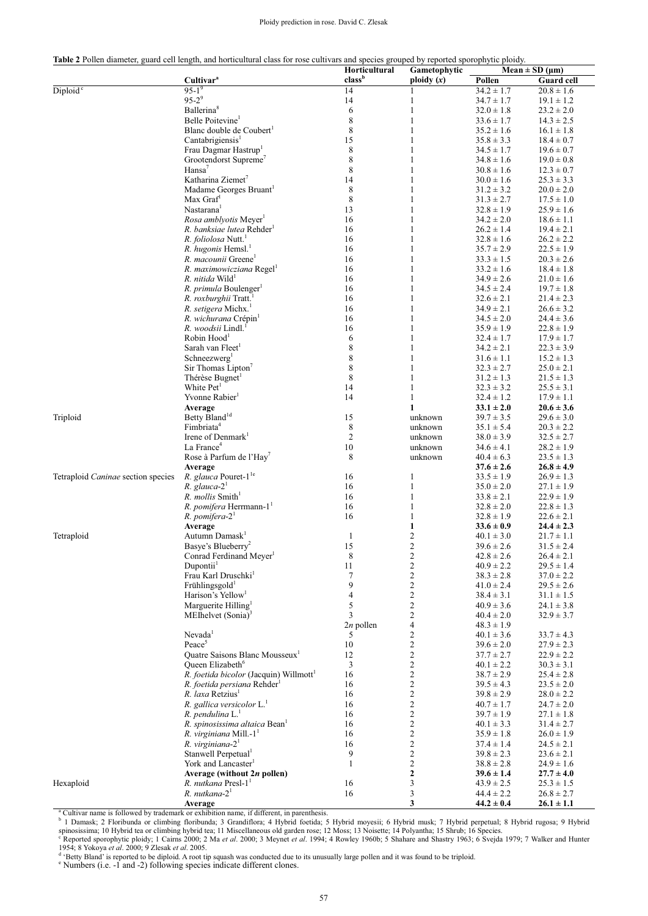**Table 2** Pollen diameter, guard cell length, and horticultural class for rose cultivars and species grouped by reported sporophytic ploidy.

| | Cultivar[a] | Horticultural class[b] | Gametophytic ploidy ($x$) | Mean ± SD (µm) | |
|---|---|---|---|---|---|
| | | | | Pollen | Guard cell |
| Diploid[c] | 95-1[9] | 14 | 1 | 34.2 ± 1.7 | 20.8 ± 1.6 |
| | 95-2[9] | 14 | 1 | 34.7 ± 1.7 | 19.1 ± 1.2 |
| | Ballerina[8] | 6 | 1 | 32.0 ± 1.8 | 23.2 ± 2.0 |
| | Belle Poitevine[1] | 8 | 1 | 33.6 ± 1.7 | 14.3 ± 2.5 |
| | Blanc double de Coubert[1] | 8 | 1 | 35.2 ± 1.6 | 16.1 ± 1.8 |
| | Cantabrigiensis[1] | 15 | 1 | 35.8 ± 3.3 | 18.4 ± 0.7 |
| | Frau Dagmar Hastrup[1] | 8 | 1 | 34.5 ± 1.7 | 19.6 ± 0.7 |
| | Grootendorst Supreme[7] | 8 | 1 | 34.8 ± 1.6 | 19.0 ± 0.8 |
| | Hansa[7] | 8 | 1 | 30.8 ± 1.6 | 12.3 ± 0.7 |
| | Katharina Ziemet[7] | 14 | 1 | 30.0 ± 1.6 | 25.3 ± 3.3 |
| | Madame Georges Bruant[1] | 8 | 1 | 31.2 ± 3.2 | 20.0 ± 2.0 |
| | Max Graf[4] | 8 | 1 | 31.3 ± 2.7 | 17.5 ± 1.0 |
| | Nastarana[1] | 13 | 1 | 32.8 ± 1.9 | 25.9 ± 1.6 |
| | *Rosa amblyotis* Meyer[1] | 16 | 1 | 34.2 ± 2.0 | 18.6 ± 1.1 |
| | *R. banksiae lutea* Rehder[1] | 16 | 1 | 26.2 ± 1.4 | 19.4 ± 2.1 |
| | *R. foliolosa* Nutt.[1] | 16 | 1 | 32.8 ± 1.6 | 26.2 ± 2.2 |
| | *R. hugonis* Hemsl.[1] | 16 | 1 | 35.7 ± 2.9 | 22.5 ± 1.9 |
| | *R. macounii* Greene[1] | 16 | 1 | 33.3 ± 1.5 | 20.3 ± 2.6 |
| | *R. maximowicziana* Regel[1] | 16 | 1 | 33.2 ± 1.6 | 18.4 ± 1.8 |
| | *R. nitida* Wild[1] | 16 | 1 | 34.9 ± 2.6 | 21.0 ± 1.6 |
| | *R. primula* Boulenger[1] | 16 | 1 | 34.5 ± 2.4 | 19.7 ± 1.8 |
| | *R. roxburghii* Tratt.[1] | 16 | 1 | 32.6 ± 2.1 | 21.4 ± 2.3 |
| | *R. setigera* Michx.[1] | 16 | 1 | 34.9 ± 2.1 | 26.6 ± 3.2 |
| | *R. wichurana* Crépin[1] | 16 | 1 | 34.5 ± 2.0 | 24.4 ± 3.6 |
| | *R. woodsii* Lindl.[1] | 16 | 1 | 35.9 ± 1.9 | 22.8 ± 1.9 |
| | Robin Hood[1] | 6 | 1 | 32.4 ± 1.7 | 17.9 ± 1.7 |
| | Sarah van Fleet[1] | 8 | 1 | 34.2 ± 2.1 | 22.3 ± 3.9 |
| | Schneezwerg[1] | 8 | 1 | 31.6 ± 1.1 | 15.2 ± 1.3 |
| | Sir Thomas Lipton[7] | 8 | 1 | 32.3 ± 2.7 | 25.0 ± 2.1 |
| | Thérèse Bugnet[1] | 8 | 1 | 31.2 ± 1.3 | 21.5 ± 1.3 |
| | White Pet[1] | 14 | 1 | 32.3 ± 3.2 | 25.5 ± 3.1 |
| | Yvonne Rabier[1] | 14 | 1 | 32.4 ± 1.2 | 17.9 ± 1.1 |
| | **Average** | | **1** | **33.1 ± 2.0** | **20.6 ± 3.6** |
| Triploid | Betty Bland[1d] | 15 | unknown | 39.7 ± 3.5 | 29.6 ± 3.0 |
| | Fimbriata[4] | 8 | unknown | 35.1 ± 5.4 | 20.3 ± 2.2 |
| | Irene of Denmark[1] | 2 | unknown | 38.0 ± 3.9 | 32.5 ± 2.7 |
| | La France[4] | 10 | unknown | 34.6 ± 4.1 | 28.2 ± 1.9 |
| | Rose à Parfum de l'Hay[7] | 8 | unknown | 40.4 ± 6.3 | 23.5 ± 1.3 |
| | **Average** | | | **37.6 ± 2.6** | **26.8 ± 4.9** |
| Tetraploid *Caninae* section species | *R. glauca* Pouret-1[1e] | 16 | 1 | 33.5 ± 1.9 | 26.9 ± 1.3 |
| | *R. glauca*-2[1] | 16 | 1 | 35.0 ± 2.0 | 27.1 ± 1.9 |
| | *R. mollis* Smith[1] | 16 | 1 | 33.8 ± 2.1 | 22.9 ± 1.9 |
| | *R. pomifera* Herrmann-1[1] | 16 | 1 | 32.8 ± 2.0 | 22.8 ± 1.3 |
| | *R. pomifera*-2[1] | 16 | 1 | 32.8 ± 1.9 | 22.6 ± 2.1 |
| | **Average** | | **1** | **33.6 ± 0.9** | **24.4 ± 2.3** |
| Tetraploid | Autumn Damask[1] | 1 | 2 | 40.1 ± 3.0 | 21.7 ± 1.1 |
| | Basye's Blueberry[2] | 15 | 2 | 39.6 ± 2.6 | 31.5 ± 2.4 |
| | Conrad Ferdinand Meyer[1] | 8 | 2 | 42.8 ± 2.6 | 26.4 ± 2.1 |
| | Dupontii[1] | 11 | 2 | 40.9 ± 2.2 | 29.5 ± 1.4 |
| | Frau Karl Druschki[1] | 7 | 2 | 38.3 ± 2.8 | 37.0 ± 2.2 |
| | Frühlingsgold[1] | 9 | 2 | 41.0 ± 2.4 | 29.5 ± 2.6 |
| | Harison's Yellow[1] | 4 | 2 | 38.4 ± 3.1 | 31.1 ± 1.5 |
| | Marguerite Hilling[1] | 5 | 2 | 40.9 ± 3.6 | 24.1 ± 3.8 |
| | MEIhelvet (Sonia)[3] | 3 | 2 | 40.4 ± 2.0 | 32.9 ± 3.7 |
| | | $2n$ pollen | 4 | 48.3 ± 1.9 | |
| | Nevada[1] | 5 | 2 | 40.1 ± 3.6 | 33.7 ± 4.3 |
| | Peace[5] | 10 | 2 | 39.6 ± 2.0 | 27.9 ± 2.3 |
| | Quatre Saisons Blanc Mousseux[1] | 12 | 2 | 37.7 ± 2.7 | 22.9 ± 2.2 |
| | Queen Elizabeth[6] | 3 | 2 | 40.1 ± 2.2 | 30.3 ± 3.1 |
| | *R. foetida bicolor* (Jacquin) Willmott[1] | 16 | 2 | 38.7 ± 2.9 | 25.4 ± 2.8 |
| | *R. foetida persiana* Rehder[1] | 16 | 2 | 39.5 ± 4.3 | 23.5 ± 2.0 |
| | *R. laxa* Retzius[1] | 16 | 2 | 39.8 ± 2.9 | 28.0 ± 2.2 |
| | *R. gallica versicolor* L.[1] | 16 | 2 | 40.7 ± 1.7 | 24.7 ± 2.0 |
| | *R. pendulina* L.[1] | 16 | 2 | 39.7 ± 1.9 | 27.1 ± 1.8 |
| | *R. spinosissima altaica* Bean[1] | 16 | 2 | 40.1 ± 3.3 | 31.4 ± 2.7 |
| | *R. virginiana* Mill.-1[1] | 16 | 2 | 35.9 ± 1.8 | 26.0 ± 1.9 |
| | *R. virginiana*-2[1] | 16 | 2 | 37.4 ± 1.4 | 24.5 ± 2.1 |
| | Stanwell Perpetual[1] | 9 | 2 | 39.8 ± 2.3 | 23.6 ± 2.1 |
| | York and Lancaster[1] | 1 | 2 | 38.8 ± 2.8 | 24.9 ± 1.6 |
| | **Average (without $2n$ pollen)** | | **2** | **39.6 ± 1.4** | **27.7 ± 4.0** |
| Hexaploid | *R. nutkana* Presl-1[1] | 16 | 3 | 43.9 ± 2.5 | 25.3 ± 1.5 |
| | *R. nutkana*-2[1] | 16 | 3 | 44.4 ± 2.2 | 26.8 ± 2.7 |
| | **Average** | | **3** | **44.2 ± 0.4** | **26.1 ± 1.1** |

[a] Cultivar name is followed by trademark or exhibition name, if different, in parenthesis.
[b] 1 Damask; 2 Floribunda or climbing floribunda; 3 Grandiflora; 4 Hybrid foetida; 5 Hybrid moyesii; 6 Hybrid musk; 7 Hybrid perpetual; 8 Hybrid rugosa; 9 Hybrid spinosissima; 10 Hybrid tea or climbing hybrid tea; 11 Miscellaneous old garden rose; 12 Moss; 13 Noisette; 14 Polyantha; 15 Shrub; 16 Species.
[c] Reported sporophytic ploidy; 1 Cairns 2000; 2 Ma *et al*. 2000; 3 Meynet *et al*. 1994; 4 Rowley 1960b; 5 Shahare and Shastry 1963; 6 Svejda 1979; 7 Walker and Hunter 1954; 8 Yokoya *et al*. 2000; 9 Zlesak *et al*. 2005.
[d] 'Betty Bland' is reported to be diploid. A root tip squash was conducted due to its unusually large pollen and it was found to be triploid.
[e] Numbers (i.e. -1 and -2) following species indicate different clones.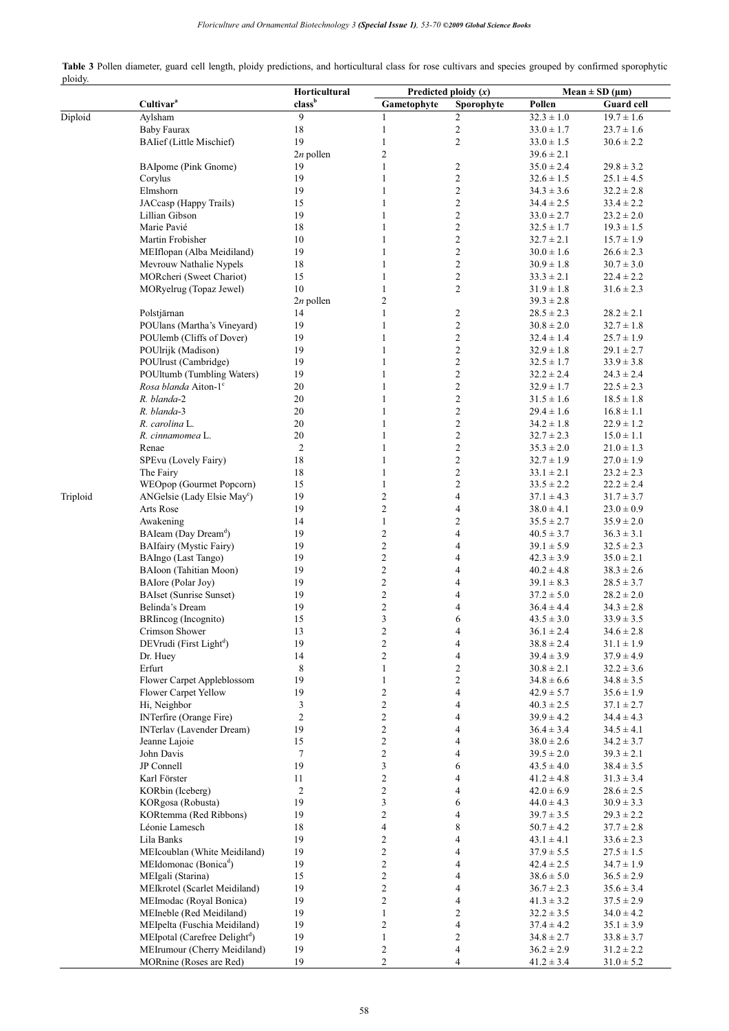**Table 3** Pollen diameter, guard cell length, ploidy predictions, and horticultural class for rose cultivars and species grouped by confirmed sporophytic ploidy.

| | Cultivar[a] | Horticultural class[b] | Predicted ploidy ($x$) | | Mean ± SD (µm) | |
|---|---|---|---|---|---|---|
| | | | Gametophyte | Sporophyte | Pollen | Guard cell |
| Diploid | Aylsham | 9 | 1 | 2 | 32.3 ± 1.0 | 19.7 ± 1.6 |
| | Baby Faurax | 18 | 1 | 2 | 33.0 ± 1.7 | 23.7 ± 1.6 |
| | BAIief (Little Mischief) | 19 | 1 | 2 | 33.0 ± 1.5 | 30.6 ± 2.2 |
| | $2n$ pollen | | 2 | | 39.6 ± 2.1 | |
| | BAIpome (Pink Gnome) | 19 | 1 | 2 | 35.0 ± 2.4 | 29.8 ± 3.2 |
| | Corylus | 19 | 1 | 2 | 32.6 ± 1.5 | 25.1 ± 4.5 |
| | Elmshorn | 19 | 1 | 2 | 34.3 ± 3.6 | 32.2 ± 2.8 |
| | JACcasp (Happy Trails) | 15 | 1 | 2 | 34.4 ± 2.5 | 33.4 ± 2.2 |
| | Lillian Gibson | 19 | 1 | 2 | 33.0 ± 2.7 | 23.2 ± 2.0 |
| | Marie Pavié | 18 | 1 | 2 | 32.5 ± 1.7 | 19.3 ± 1.5 |
| | Martin Frobisher | 10 | 1 | 2 | 32.7 ± 2.1 | 15.7 ± 1.9 |
| | MEIflopan (Alba Meidiland) | 19 | 1 | 2 | 30.0 ± 1.6 | 26.6 ± 2.3 |
| | Mevrouw Nathalie Nypels | 18 | 1 | 2 | 30.9 ± 1.8 | 30.7 ± 3.0 |
| | MORcheri (Sweet Chariot) | 15 | 1 | 2 | 33.3 ± 2.1 | 22.4 ± 2.2 |
| | MORyelrug (Topaz Jewel) | 10 | 1 | 2 | 31.9 ± 1.8 | 31.6 ± 2.3 |
| | $2n$ pollen | | 2 | | 39.3 ± 2.8 | |
| | Polstjärnan | 14 | 1 | 2 | 28.5 ± 2.3 | 28.2 ± 2.1 |
| | POUlans (Martha's Vineyard) | 19 | 1 | 2 | 30.8 ± 2.0 | 32.7 ± 1.8 |
| | POUlemb (Cliffs of Dover) | 19 | 1 | 2 | 32.4 ± 1.4 | 25.7 ± 1.9 |
| | POUlrijk (Madison) | 19 | 1 | 2 | 32.9 ± 1.8 | 29.1 ± 2.7 |
| | POUlrust (Cambridge) | 19 | 1 | 2 | 32.5 ± 1.7 | 33.9 ± 3.8 |
| | POUltumb (Tumbling Waters) | 19 | 1 | 2 | 32.2 ± 2.4 | 24.3 ± 2.4 |
| | *Rosa blanda* Aiton-1[c] | 20 | 1 | 2 | 32.9 ± 1.7 | 22.5 ± 2.3 |
| | *R. blanda*-2 | 20 | 1 | 2 | 31.5 ± 1.6 | 18.5 ± 1.8 |
| | *R. blanda*-3 | 20 | 1 | 2 | 29.4 ± 1.6 | 16.8 ± 1.1 |
| | *R. carolina* L. | 20 | 1 | 2 | 34.2 ± 1.8 | 22.9 ± 1.2 |
| | *R. cinnamomea* L. | 20 | 1 | 2 | 32.7 ± 2.3 | 15.0 ± 1.1 |
| | Renae | 2 | 1 | 2 | 35.3 ± 2.0 | 21.0 ± 1.3 |
| | SPEvu (Lovely Fairy) | 18 | 1 | 2 | 32.7 ± 1.9 | 27.0 ± 1.9 |
| | The Fairy | 18 | 1 | 2 | 33.1 ± 2.1 | 23.2 ± 2.3 |
| | WEOpop (Gourmet Popcorn) | 15 | 1 | 2 | 33.5 ± 2.2 | 22.2 ± 2.4 |
| Triploid | ANGelsie (Lady Elsie May[c]) | 19 | 2 | 4 | 37.1 ± 4.3 | 31.7 ± 3.7 |
| | Arts Rose | 19 | 2 | 4 | 38.0 ± 4.1 | 23.0 ± 0.9 |
| | Awakening | 14 | 1 | 2 | 35.5 ± 2.7 | 35.9 ± 2.0 |
| | BAIeam (Day Dream[d]) | 19 | 2 | 4 | 40.5 ± 3.7 | 36.3 ± 3.1 |
| | BAIfairy (Mystic Fairy) | 19 | 2 | 4 | 39.1 ± 5.9 | 32.5 ± 2.3 |
| | BAIngo (Last Tango) | 19 | 2 | 4 | 42.3 ± 3.9 | 35.0 ± 2.1 |
| | BAIoon (Tahitian Moon) | 19 | 2 | 4 | 40.2 ± 4.8 | 38.3 ± 2.6 |
| | BAIore (Polar Joy) | 19 | 2 | 4 | 39.1 ± 8.3 | 28.5 ± 3.7 |
| | BAIset (Sunrise Sunset) | 19 | 2 | 4 | 37.2 ± 5.0 | 28.2 ± 2.0 |
| | Belinda's Dream | 19 | 2 | 4 | 36.4 ± 4.4 | 34.3 ± 2.8 |
| | BRIincog (Incognito) | 15 | 3 | 6 | 43.5 ± 3.0 | 33.9 ± 3.5 |
| | Crimson Shower | 13 | 2 | 4 | 36.1 ± 2.4 | 34.6 ± 2.8 |
| | DEVrudi (First Light[d]) | 19 | 2 | 4 | 38.8 ± 2.4 | 31.1 ± 1.9 |
| | Dr. Huey | 14 | 2 | 4 | 39.4 ± 3.9 | 37.9 ± 4.9 |
| | Erfurt | 8 | 1 | 2 | 30.8 ± 2.1 | 32.2 ± 3.6 |
| | Flower Carpet Appleblossom | 19 | 1 | 2 | 34.8 ± 6.6 | 34.8 ± 3.5 |
| | Flower Carpet Yellow | 19 | 2 | 4 | 42.9 ± 5.7 | 35.6 ± 1.9 |
| | Hi, Neighbor | 3 | 2 | 4 | 40.3 ± 2.5 | 37.1 ± 2.7 |
| | INTerfire (Orange Fire) | 2 | 2 | 4 | 39.9 ± 4.2 | 34.4 ± 4.3 |
| | INTerlav (Lavender Dream) | 19 | 2 | 4 | 36.4 ± 3.4 | 34.5 ± 4.1 |
| | Jeanne Lajoie | 15 | 2 | 4 | 38.0 ± 2.6 | 34.2 ± 3.7 |
| | John Davis | 7 | 2 | 4 | 39.5 ± 2.0 | 39.3 ± 2.1 |
| | JP Connell | 19 | 3 | 6 | 43.5 ± 4.0 | 38.4 ± 3.5 |
| | Karl Förster | 11 | 2 | 4 | 41.2 ± 4.8 | 31.3 ± 3.4 |
| | KORbin (Iceberg) | 2 | 2 | 4 | 42.0 ± 6.9 | 28.6 ± 2.5 |
| | KORgosa (Robusta) | 19 | 3 | 6 | 44.0 ± 4.3 | 30.9 ± 3.3 |
| | KORtemma (Red Ribbons) | 19 | 2 | 4 | 39.7 ± 3.5 | 29.3 ± 2.2 |
| | Léonie Lamesch | 18 | 4 | 8 | 50.7 ± 4.2 | 37.7 ± 2.8 |
| | Lila Banks | 19 | 2 | 4 | 43.1 ± 4.1 | 33.6 ± 2.3 |
| | MEIcoublan (White Meidiland) | 19 | 2 | 4 | 37.9 ± 5.5 | 27.5 ± 1.5 |
| | MEIdomonac (Bonica[d]) | 19 | 2 | 4 | 42.4 ± 2.5 | 34.7 ± 1.9 |
| | MEIgali (Starina) | 15 | 2 | 4 | 38.6 ± 5.0 | 36.5 ± 2.9 |
| | MEIkrotel (Scarlet Meidiland) | 19 | 2 | 4 | 36.7 ± 2.3 | 35.6 ± 3.4 |
| | MEImodac (Royal Bonica) | 19 | 2 | 4 | 41.3 ± 3.2 | 37.5 ± 2.9 |
| | MEIneble (Red Meidiland) | 19 | 1 | 2 | 32.2 ± 3.5 | 34.0 ± 4.2 |
| | MEIpelta (Fuschia Meidiland) | 19 | 2 | 4 | 37.4 ± 4.2 | 35.1 ± 3.9 |
| | MEIpotal (Carefree Delight[d]) | 19 | 1 | 2 | 34.8 ± 2.7 | 33.8 ± 3.7 |
| | MEIrumour (Cherry Meidiland) | 19 | 2 | 4 | 36.2 ± 2.9 | 31.2 ± 2.2 |
| | MORnine (Roses are Red) | 19 | 2 | 4 | 41.2 ± 3.4 | 31.0 ± 5.2 |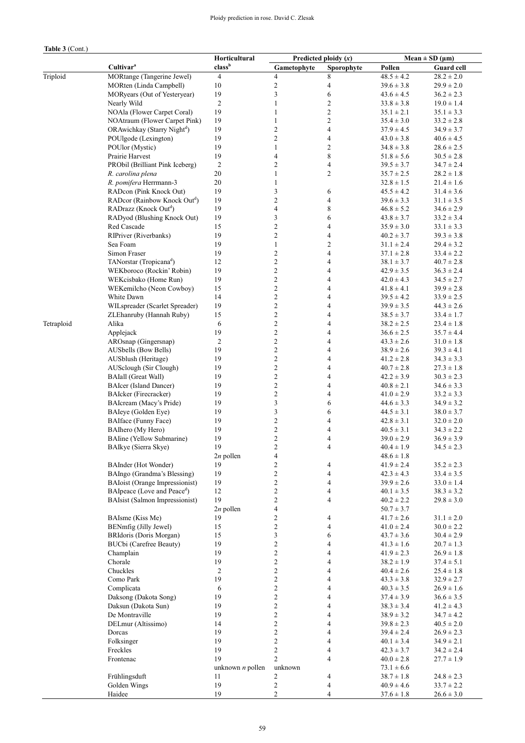**Table 3** (Cont.)

| | Cultivar[a] | Horticultural class[b] | Predicted ploidy ($x$) | | Mean ± SD (µm) | |
|---|---|---|---|---|---|---|
| | | | Gametophyte | Sporophyte | Pollen | Guard cell |
| Triploid | MORtange (Tangerine Jewel) | 4 | 4 | 8 | 48.5 ± 4.2 | 28.2 ± 2.0 |
| | MORten (Linda Campbell) | 10 | 2 | 4 | 39.6 ± 3.8 | 29.9 ± 2.0 |
| | MORyears (Out of Yesteryear) | 19 | 3 | 6 | 43.6 ± 4.5 | 36.2 ± 2.3 |
| | Nearly Wild | 2 | 1 | 2 | 33.8 ± 3.8 | 19.0 ± 1.4 |
| | NOAla (Flower Carpet Coral) | 19 | 1 | 2 | 35.1 ± 2.1 | 35.1 ± 3.3 |
| | NOAtraum (Flower Carpet Pink) | 19 | 1 | 2 | 35.4 ± 3.0 | 33.2 ± 2.8 |
| | ORAwichkay (Starry Night[d]) | 19 | 2 | 4 | 37.9 ± 4.5 | 34.9 ± 3.7 |
| | POUlgode (Lexington) | 19 | 2 | 4 | 43.0 ± 3.8 | 40.6 ± 4.5 |
| | POUlor (Mystic) | 19 | 1 | 2 | 34.8 ± 3.8 | 28.6 ± 2.5 |
| | Prairie Harvest | 19 | 4 | 8 | 51.8 ± 5.6 | 30.5 ± 2.8 |
| | PRObil (Brilliant Pink Iceberg) | 2 | 2 | 4 | 39.5 ± 3.7 | 34.7 ± 2.4 |
| | *R. carolina plena* | 20 | 1 | 2 | 35.7 ± 2.5 | 28.2 ± 1.8 |
| | *R. pomifera* Herrmann-3 | 20 | 1 | | 32.8 ± 1.5 | 21.4 ± 1.6 |
| | RADcon (Pink Knock Out) | 19 | 3 | 6 | 45.5 ± 4.2 | 31.4 ± 3.6 |
| | RADcor (Rainbow Knock Out[d]) | 19 | 2 | 4 | 39.6 ± 3.3 | 31.1 ± 3.5 |
| | RADrazz (Knock Out[d]) | 19 | 4 | 8 | 46.8 ± 5.2 | 34.6 ± 2.9 |
| | RADyod (Blushing Knock Out) | 19 | 3 | 6 | 43.8 ± 3.7 | 33.2 ± 3.4 |
| | Red Cascade | 15 | 2 | 4 | 35.9 ± 3.0 | 33.1 ± 3.3 |
| | RIPriver (Riverbanks) | 19 | 2 | 4 | 40.2 ± 3.7 | 39.3 ± 3.8 |
| | Sea Foam | 19 | 1 | 2 | 31.1 ± 2.4 | 29.4 ± 3.2 |
| | Simon Fraser | 19 | 2 | 4 | 37.1 ± 2.8 | 33.4 ± 2.2 |
| | TANorstar (Tropicana[d]) | 12 | 2 | 4 | 38.1 ± 3.7 | 40.7 ± 2.8 |
| | WEKboroco (Rockin' Robin) | 19 | 2 | 4 | 42.9 ± 3.5 | 36.3 ± 2.4 |
| | WEKcisbako (Home Run) | 19 | 2 | 4 | 42.0 ± 4.3 | 34.5 ± 2.7 |
| | WEKemilcho (Neon Cowboy) | 15 | 2 | 4 | 41.8 ± 4.1 | 39.9 ± 2.8 |
| | White Dawn | 14 | 2 | 4 | 39.5 ± 4.2 | 33.9 ± 2.5 |
| | WILspreader (Scarlet Spreader) | 19 | 2 | 4 | 39.9 ± 3.5 | 44.3 ± 2.6 |
| | ZLEhanruby (Hannah Ruby) | 15 | 2 | 4 | 38.5 ± 3.7 | 33.4 ± 1.7 |
| Tetraploid | Alika | 6 | 2 | 4 | 38.2 ± 2.5 | 23.4 ± 1.8 |
| | Applejack | 19 | 2 | 4 | 36.6 ± 2.5 | 35.7 ± 4.4 |
| | AROsnap (Gingersnap) | 2 | 2 | 4 | 43.3 ± 2.6 | 31.0 ± 1.8 |
| | AUSbells (Bow Bells) | 19 | 2 | 4 | 38.9 ± 2.6 | 39.3 ± 4.1 |
| | AUSblush (Heritage) | 19 | 2 | 4 | 41.2 ± 2.8 | 34.3 ± 3.3 |
| | AUSclough (Sir Clough) | 19 | 2 | 4 | 40.7 ± 2.8 | 27.3 ± 1.8 |
| | BAIall (Great Wall) | 19 | 2 | 4 | 42.2 ± 3.9 | 30.3 ± 2.3 |
| | BAIcer (Island Dancer) | 19 | 2 | 4 | 40.8 ± 2.1 | 34.6 ± 3.3 |
| | BAIcker (Firecracker) | 19 | 2 | 4 | 41.0 ± 2.9 | 33.2 ± 3.3 |
| | BAIcream (Macy's Pride) | 19 | 3 | 6 | 44.6 ± 3.3 | 34.9 ± 3.2 |
| | BAIeye (Golden Eye) | 19 | 3 | 6 | 44.5 ± 3.1 | 38.0 ± 3.7 |
| | BAIface (Funny Face) | 19 | 2 | 4 | 42.8 ± 3.1 | 32.0 ± 2.0 |
| | BAIhero (My Hero) | 19 | 2 | 4 | 40.5 ± 3.1 | 34.3 ± 2.2 |
| | BAIine (Yellow Submarine) | 19 | 2 | 4 | 39.0 ± 2.9 | 36.9 ± 3.9 |
| | BAIkye (Sierra Skye) | 19 | 2 | 4 | 40.4 ± 1.9 | 34.5 ± 2.3 |
| | | 2$n$ pollen | 4 | | 48.6 ± 1.8 | |
| | BAInder (Hot Wonder) | 19 | 2 | 4 | 41.9 ± 2.4 | 35.2 ± 2.3 |
| | BAIngo (Grandma's Blessing) | 19 | 2 | 4 | 42.3 ± 4.3 | 33.4 ± 3.5 |
| | BAIoist (Orange Impressionist) | 19 | 2 | 4 | 39.9 ± 2.6 | 33.0 ± 1.4 |
| | BAIpeace (Love and Peace[d]) | 12 | 2 | 4 | 40.1 ± 3.5 | 38.3 ± 3.2 |
| | BAIsist (Salmon Impressionist) | 19 | 2 | 4 | 40.2 ± 2.2 | 29.8 ± 3.0 |
| | | 2$n$ pollen | 4 | | 50.7 ± 3.7 | |
| | BAIsme (Kiss Me) | 19 | 2 | 4 | 41.7 ± 2.6 | 31.1 ± 2.0 |
| | BENmfig (Jilly Jewel) | 15 | 2 | 4 | 41.0 ± 2.4 | 30.0 ± 2.2 |
| | BRIdoris (Doris Morgan) | 15 | 3 | 6 | 43.7 ± 3.6 | 30.4 ± 2.9 |
| | BUCbi (Carefree Beauty) | 19 | 2 | 4 | 41.3 ± 1.6 | 20.7 ± 1.3 |
| | Champlain | 19 | 2 | 4 | 41.9 ± 2.3 | 26.9 ± 1.8 |
| | Chorale | 19 | 2 | 4 | 38.2 ± 1.9 | 37.4 ± 5.1 |
| | Chuckles | 2 | 2 | 4 | 40.4 ± 2.6 | 25.4 ± 1.8 |
| | Como Park | 19 | 2 | 4 | 43.3 ± 3.8 | 32.9 ± 2.7 |
| | Complicata | 6 | 2 | 4 | 40.3 ± 3.5 | 26.9 ± 1.6 |
| | Daksong (Dakota Song) | 19 | 2 | 4 | 37.4 ± 3.9 | 36.6 ± 3.5 |
| | Daksun (Dakota Sun) | 19 | 2 | 4 | 38.3 ± 3.4 | 41.2 ± 4.3 |
| | De Montraville | 19 | 2 | 4 | 38.9 ± 3.2 | 34.7 ± 4.2 |
| | DELmur (Altissimo) | 14 | 2 | 4 | 39.8 ± 2.3 | 40.5 ± 2.0 |
| | Dorcas | 19 | 2 | 4 | 39.4 ± 2.4 | 26.9 ± 2.3 |
| | Folksinger | 19 | 2 | 4 | 40.1 ± 3.4 | 34.9 ± 2.1 |
| | Freckles | 19 | 2 | 4 | 42.3 ± 3.7 | 34.2 ± 2.4 |
| | Frontenac | 19 | 2 | 4 | 40.0 ± 2.8 | 27.7 ± 1.9 |
| | | unknown $n$ pollen | unknown | | 73.1 ± 6.6 | |
| | Frühlingsduft | 11 | 2 | 4 | 38.7 ± 1.8 | 24.8 ± 2.3 |
| | Golden Wings | 19 | 2 | 4 | 40.9 ± 4.6 | 33.7 ± 2.2 |
| | Haidee | 19 | 2 | 4 | 37.6 ± 1.8 | 26.6 ± 3.0 |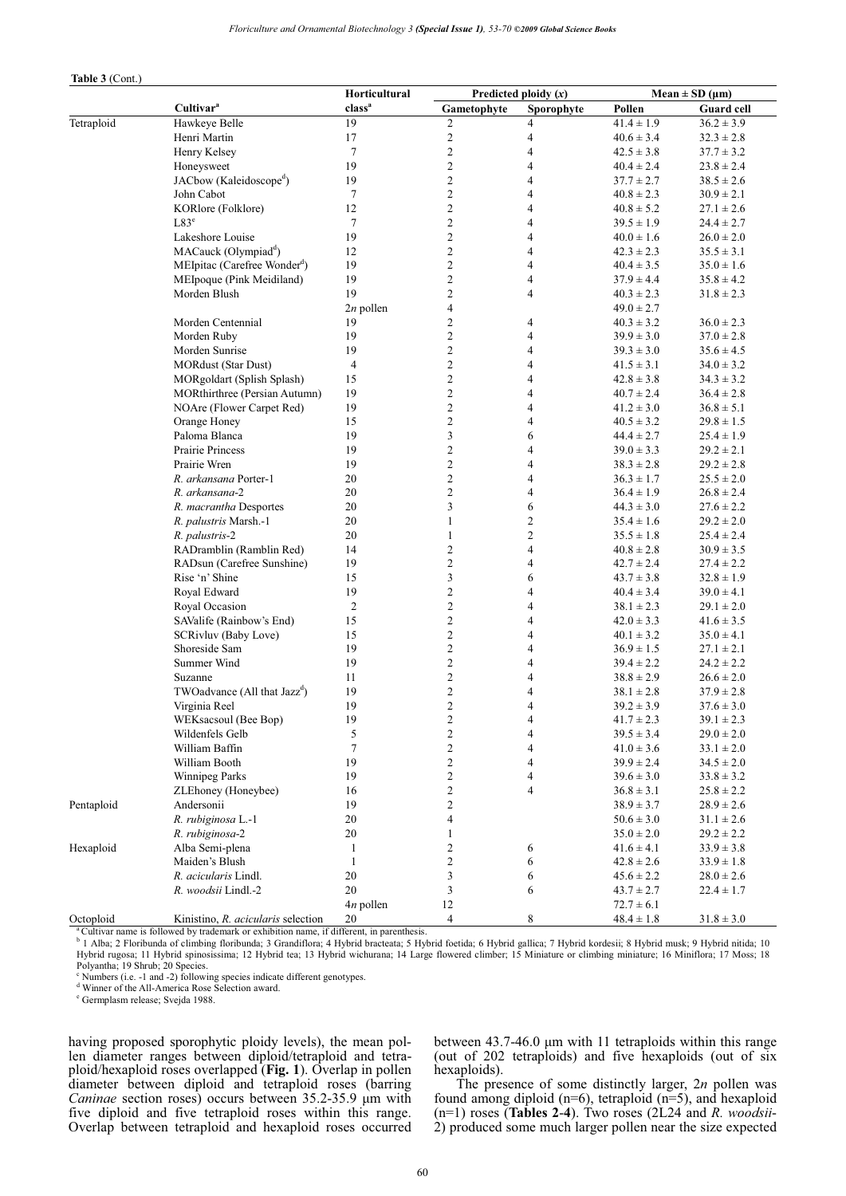**Table 3** (Cont.)

| | Cultivar[a] | Horticultural class[a] | Predicted ploidy (x) | | Mean ± SD (µm) | |
|---|---|---|---|---|---|---|
| | | | Gametophyte | Sporophyte | Pollen | Guard cell |
| Tetraploid | Hawkeye Belle | 19 | 2 | 4 | 41.4 ± 1.9 | 36.2 ± 3.9 |
| | Henri Martin | 17 | 2 | 4 | 40.6 ± 3.4 | 32.3 ± 2.8 |
| | Henry Kelsey | 7 | 2 | 4 | 42.5 ± 3.8 | 37.7 ± 3.2 |
| | Honeysweet | 19 | 2 | 4 | 40.4 ± 2.4 | 23.8 ± 2.4 |
| | JACbow (Kaleidoscope[d]) | 19 | 2 | 4 | 37.7 ± 2.7 | 38.5 ± 2.6 |
| | John Cabot | 7 | 2 | 4 | 40.8 ± 2.3 | 30.9 ± 2.1 |
| | KORlore (Folklore) | 12 | 2 | 4 | 40.8 ± 5.2 | 27.1 ± 2.6 |
| | L83[e] | 7 | 2 | 4 | 39.5 ± 1.9 | 24.4 ± 2.7 |
| | Lakeshore Louise | 19 | 2 | 4 | 40.0 ± 1.6 | 26.0 ± 2.0 |
| | MACauck (Olympiad[d]) | 12 | 2 | 4 | 42.3 ± 2.3 | 35.5 ± 3.1 |
| | MEIpitac (Carefree Wonder[d]) | 19 | 2 | 4 | 40.4 ± 3.5 | 35.0 ± 1.6 |
| | MEIpoque (Pink Meidiland) | 19 | 2 | 4 | 37.9 ± 4.4 | 35.8 ± 4.2 |
| | Morden Blush | 19 | 2 | 4 | 40.3 ± 2.3 | 31.8 ± 2.3 |
| | | 2n pollen | 4 | | 49.0 ± 2.7 | |
| | Morden Centennial | 19 | 2 | 4 | 40.3 ± 3.2 | 36.0 ± 2.3 |
| | Morden Ruby | 19 | 2 | 4 | 39.9 ± 3.0 | 37.0 ± 2.8 |
| | Morden Sunrise | 19 | 2 | 4 | 39.3 ± 3.0 | 35.6 ± 4.5 |
| | MORdust (Star Dust) | 4 | 2 | 4 | 41.5 ± 3.1 | 34.0 ± 3.2 |
| | MORgoldart (Splish Splash) | 15 | 2 | 4 | 42.8 ± 3.8 | 34.3 ± 3.2 |
| | MORthirthree (Persian Autumn) | 19 | 2 | 4 | 40.7 ± 2.4 | 36.4 ± 2.8 |
| | NOAre (Flower Carpet Red) | 19 | 2 | 4 | 41.2 ± 3.0 | 36.8 ± 5.1 |
| | Orange Honey | 15 | 2 | 4 | 40.5 ± 3.2 | 29.8 ± 1.5 |
| | Paloma Blanca | 19 | 3 | 6 | 44.4 ± 2.7 | 25.4 ± 1.9 |
| | Prairie Princess | 19 | 2 | 4 | 39.0 ± 3.3 | 29.2 ± 2.1 |
| | Prairie Wren | 19 | 2 | 4 | 38.3 ± 2.8 | 29.2 ± 2.8 |
| | *R. arkansana* Porter-1 | 20 | 2 | 4 | 36.3 ± 1.7 | 25.5 ± 2.0 |
| | *R. arkansana*-2 | 20 | 2 | 4 | 36.4 ± 1.9 | 26.8 ± 2.4 |
| | *R. macrantha* Desportes | 20 | 3 | 6 | 44.3 ± 3.0 | 27.6 ± 2.2 |
| | *R. palustris* Marsh.-1 | 20 | 1 | 2 | 35.4 ± 1.6 | 29.2 ± 2.0 |
| | *R. palustris*-2 | 20 | 1 | 2 | 35.5 ± 1.8 | 25.4 ± 2.4 |
| | RADramblin (Ramblin Red) | 14 | 2 | 4 | 40.8 ± 2.8 | 30.9 ± 3.5 |
| | RADsun (Carefree Sunshine) | 19 | 2 | 4 | 42.7 ± 2.4 | 27.4 ± 2.2 |
| | Rise 'n' Shine | 15 | 3 | 6 | 43.7 ± 3.8 | 32.8 ± 1.9 |
| | Royal Edward | 19 | 2 | 4 | 40.4 ± 3.4 | 39.0 ± 4.1 |
| | Royal Occasion | 2 | 2 | 4 | 38.1 ± 2.3 | 29.1 ± 2.0 |
| | SAValife (Rainbow's End) | 15 | 2 | 4 | 42.0 ± 3.3 | 41.6 ± 3.5 |
| | SCRivluv (Baby Love) | 15 | 2 | 4 | 40.1 ± 3.2 | 35.0 ± 4.1 |
| | Shoreside Sam | 19 | 2 | 4 | 36.9 ± 1.5 | 27.1 ± 2.1 |
| | Summer Wind | 19 | 2 | 4 | 39.4 ± 2.2 | 24.2 ± 2.2 |
| | Suzanne | 11 | 2 | 4 | 38.8 ± 2.9 | 26.6 ± 2.0 |
| | TWOadvance (All that Jazz[d]) | 19 | 2 | 4 | 38.1 ± 2.8 | 37.9 ± 2.8 |
| | Virginia Reel | 19 | 2 | 4 | 39.2 ± 3.9 | 37.6 ± 3.0 |
| | WEKsacsoul (Bee Bop) | 19 | 2 | 4 | 41.7 ± 2.3 | 39.1 ± 2.3 |
| | Wildenfels Gelb | 5 | 2 | 4 | 39.5 ± 3.4 | 29.0 ± 2.0 |
| | William Baffin | 7 | 2 | 4 | 41.0 ± 3.6 | 33.1 ± 2.0 |
| | William Booth | 19 | 2 | 4 | 39.9 ± 2.4 | 34.5 ± 2.0 |
| | Winnipeg Parks | 19 | 2 | 4 | 39.6 ± 3.0 | 33.8 ± 3.2 |
| | ZLEhoney (Honeybee) | 16 | 2 | 4 | 36.8 ± 3.1 | 25.8 ± 2.2 |
| Pentaploid | Andersonii | 19 | 2 | | 38.9 ± 3.7 | 28.9 ± 2.6 |
| | *R. rubiginosa* L.-1 | 20 | 4 | | 50.6 ± 3.0 | 31.1 ± 2.6 |
| | *R. rubiginosa*-2 | 20 | 1 | | 35.0 ± 2.0 | 29.2 ± 2.2 |
| Hexaploid | Alba Semi-plena | 1 | 2 | 6 | 41.6 ± 4.1 | 33.9 ± 3.8 |
| | Maiden's Blush | 1 | 2 | 6 | 42.8 ± 2.6 | 33.9 ± 1.8 |
| | *R. acicularis* Lindl. | 20 | 3 | 6 | 45.6 ± 2.2 | 28.0 ± 2.6 |
| | *R. woodsii* Lindl.-2 | 20 | 3 | 6 | 43.7 ± 2.7 | 22.4 ± 1.7 |
| | | 4n pollen | 12 | | 72.7 ± 6.1 | |
| Octoploid | Kinistino, *R. acicularis* selection | 20 | 4 | 8 | 48.4 ± 1.8 | 31.8 ± 3.0 |

[a] Cultivar name is followed by trademark or exhibition name, if different, in parenthesis.
[b] 1 Alba; 2 Floribunda of climbing floribunda; 3 Grandiflora; 4 Hybrid bracteata; 5 Hybrid foetida; 6 Hybrid gallica; 7 Hybrid kordesii; 8 Hybrid musk; 9 Hybrid nitida; 10 Hybrid rugosa; 11 Hybrid spinosissima; 12 Hybrid tea; 13 Hybrid wichurana; 14 Large flowered climber; 15 Miniature or climbing miniature; 16 Miniflora; 17 Moss; 18 Polyantha; 19 Shrub; 20 Species.
[c] Numbers (i.e. -1 and -2) following species indicate different genotypes.
[d] Winner of the All-America Rose Selection award.
[e] Germplasm release; Svejda 1988.

having proposed sporophytic ploidy levels), the mean pollen diameter ranges between diploid/tetraploid and tetraploid/hexaploid roses overlapped (**Fig. 1**). Overlap in pollen diameter between diploid and tetraploid roses (barring *Caninae* section roses) occurs between 35.2-35.9 µm with five diploid and five tetraploid roses within this range. Overlap between tetraploid and hexaploid roses occurred between 43.7-46.0 µm with 11 tetraploids within this range (out of 202 tetraploids) and five hexaploids (out of six hexaploids).

The presence of some distinctly larger, 2*n* pollen was found among diploid (n=6), tetraploid (n=5), and hexaploid (n=1) roses (**Tables 2-4**). Two roses (2L24 and *R. woodsii*-2) produced some much larger pollen near the size expected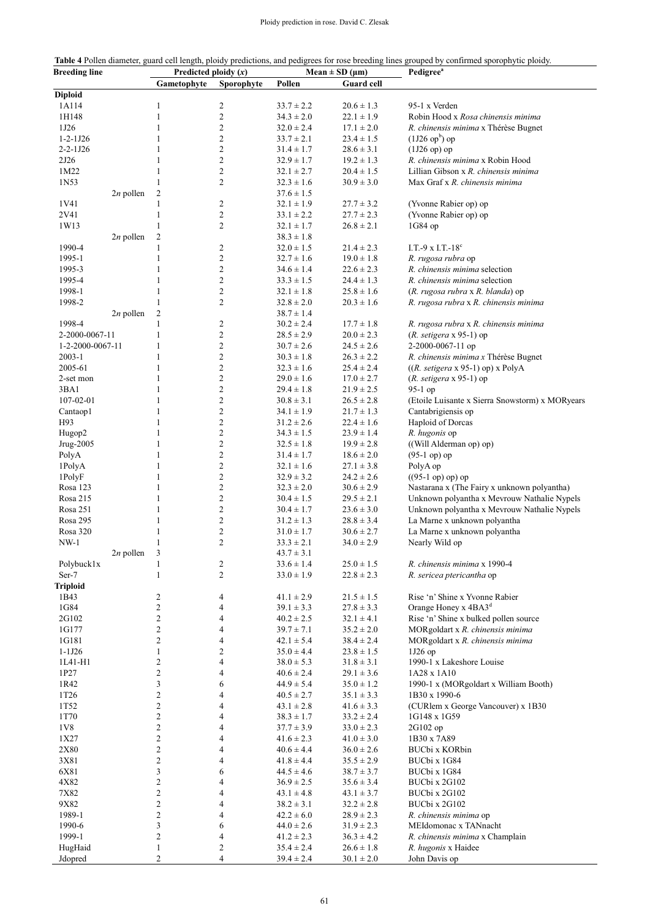**Table 4** Pollen diameter, guard cell length, ploidy predictions, and pedigrees for rose breeding lines grouped by confirmed sporophytic ploidy.

| Breeding line | Predicted ploidy (x) | | Mean ± SD (μm) | | Pedigree[a] |
|---|---|---|---|---|---|
| | Gametophyte | Sporophyte | Pollen | Guard cell | |
| **Diploid** | | | | | |
| 1A114 | 1 | 2 | 33.7 ± 2.2 | 20.6 ± 1.3 | 95-1 x Verden |
| 1H148 | 1 | 2 | 34.3 ± 2.0 | 22.1 ± 1.9 | Robin Hood x *Rosa chinensis minima* |
| 1J26 | 1 | 2 | 32.0 ± 2.4 | 17.1 ± 2.0 | *R. chinensis minima* x Thérèse Bugnet |
| 1-2-1J26 | 1 | 2 | 33.7 ± 2.1 | 23.4 ± 1.5 | (1J26 op[b]) op |
| 2-2-1J26 | 1 | 2 | 31.4 ± 1.7 | 28.6 ± 3.1 | (1J26 op) op |
| 2J26 | 1 | 2 | 32.9 ± 1.7 | 19.2 ± 1.3 | *R. chinensis minima* x Robin Hood |
| 1M22 | 1 | 2 | 32.1 ± 2.7 | 20.4 ± 1.5 | Lillian Gibson x *R. chinensis minima* |
| 1N53 | 1 | 2 | 32.3 ± 1.6 | 30.9 ± 3.0 | Max Graf x *R. chinensis minima* |
| 2*n* pollen | 2 | | 37.6 ± 1.5 | | |
| 1V41 | 1 | 2 | 32.1 ± 1.9 | 27.7 ± 3.2 | (Yvonne Rabier op) op |
| 2V41 | 1 | 2 | 33.1 ± 2.2 | 27.7 ± 2.3 | (Yvonne Rabier op) op |
| 1W13 | 1 | 2 | 32.1 ± 1.7 | 26.8 ± 2.1 | 1G84 op |
| 2*n* pollen | 2 | | 38.3 ± 1.8 | | |
| 1990-4 | 1 | 2 | 32.0 ± 1.5 | 21.4 ± 2.3 | I.T.-9 x I.T.-18[c] |
| 1995-1 | 1 | 2 | 32.7 ± 1.6 | 19.0 ± 1.8 | *R. rugosa rubra* op |
| 1995-3 | 1 | 2 | 34.6 ± 1.4 | 22.6 ± 2.3 | *R. chinensis minima* selection |
| 1995-4 | 1 | 2 | 33.3 ± 1.5 | 24.4 ± 1.3 | *R. chinensis minima* selection |
| 1998-1 | 1 | 2 | 32.1 ± 1.8 | 25.8 ± 1.6 | (*R. rugosa rubra* x *R. blanda*) op |
| 1998-2 | 1 | 2 | 32.8 ± 2.0 | 20.3 ± 1.6 | *R. rugosa rubra* x *R. chinensis minima* |
| 2*n* pollen | 2 | | 38.7 ± 1.4 | | |
| 1998-4 | 1 | 2 | 30.2 ± 2.4 | 17.7 ± 1.8 | *R. rugosa rubra* x *R. chinensis minima* |
| 2-2000-0067-11 | 1 | 2 | 28.5 ± 2.9 | 20.0 ± 2.3 | (*R. setigera* x 95-1) op |
| 1-2-2000-0067-11 | 1 | 2 | 30.7 ± 2.6 | 24.5 ± 2.6 | 2-2000-0067-11 op |
| 2003-1 | 1 | 2 | 30.3 ± 1.8 | 26.3 ± 2.2 | *R. chinensis minima x* Thérèse Bugnet |
| 2005-61 | 1 | 2 | 32.3 ± 1.6 | 25.4 ± 2.4 | ((*R. setigera* x 95-1) op) x PolyA |
| 2-set mon | 1 | 2 | 29.0 ± 1.6 | 17.0 ± 2.7 | (*R. setigera* x 95-1) op |
| 3BA1 | 1 | 2 | 29.4 ± 1.8 | 21.9 ± 2.5 | 95-1 op |
| 107-02-01 | 1 | 2 | 30.8 ± 3.1 | 26.5 ± 2.8 | (Etoile Luisante x Sierra Snowstorm) x MORyears |
| Cantaop1 | 1 | 2 | 34.1 ± 1.9 | 21.7 ± 1.3 | Cantabrigiensis op |
| H93 | 1 | 2 | 31.2 ± 2.6 | 22.4 ± 1.6 | Haploid of Dorcas |
| Hugop2 | 1 | 2 | 34.3 ± 1.5 | 23.9 ± 1.4 | *R. hugonis* op |
| Jrug-2005 | 1 | 2 | 32.5 ± 1.8 | 19.9 ± 2.8 | ((Will Alderman op) op) |
| PolyA | 1 | 2 | 31.4 ± 1.7 | 18.6 ± 2.0 | (95-1 op) op |
| 1PolyA | 1 | 2 | 32.1 ± 1.6 | 27.1 ± 3.8 | PolyA op |
| 1PolyF | 1 | 2 | 32.9 ± 3.2 | 24.2 ± 2.6 | ((95-1 op) op) op |
| Rosa 123 | 1 | 2 | 32.3 ± 2.0 | 30.6 ± 2.9 | Nastarana x (The Fairy x unknown polyantha) |
| Rosa 215 | 1 | 2 | 30.4 ± 1.5 | 29.5 ± 2.1 | Unknown polyantha x Mevrouw Nathalie Nypels |
| Rosa 251 | 1 | 2 | 30.4 ± 1.7 | 23.6 ± 3.0 | Unknown polyantha x Mevrouw Nathalie Nypels |
| Rosa 295 | 1 | 2 | 31.2 ± 1.3 | 28.8 ± 3.4 | La Marne x unknown polyantha |
| Rosa 320 | 1 | 2 | 31.0 ± 1.7 | 30.6 ± 2.7 | La Marne x unknown polyantha |
| NW-1 | 1 | 2 | 33.3 ± 2.1 | 34.0 ± 2.9 | Nearly Wild op |
| 2*n* pollen | 3 | | 43.7 ± 3.1 | | |
| Polybuck1x | 1 | 2 | 33.6 ± 1.4 | 25.0 ± 1.5 | *R. chinensis minima* x 1990-4 |
| Ser-7 | 1 | 2 | 33.0 ± 1.9 | 22.8 ± 2.3 | *R. sericea ptericantha* op |
| **Triploid** | | | | | |
| 1B43 | 2 | 4 | 41.1 ± 2.9 | 21.5 ± 1.5 | Rise 'n' Shine x Yvonne Rabier |
| 1G84 | 2 | 4 | 39.1 ± 3.3 | 27.8 ± 3.3 | Orange Honey x 4BA3[d] |
| 2G102 | 2 | 4 | 40.2 ± 2.5 | 32.1 ± 4.1 | Rise 'n' Shine x bulked pollen source |
| 1G177 | 2 | 4 | 39.7 ± 7.1 | 35.2 ± 2.0 | MORgoldart x *R. chinensis minima* |
| 1G181 | 2 | 4 | 42.1 ± 5.4 | 38.4 ± 2.4 | MORgoldart x *R. chinensis minima* |
| 1-1J26 | 1 | 2 | 35.0 ± 4.4 | 23.8 ± 1.5 | 1J26 op |
| 1L41-H1 | 2 | 4 | 38.0 ± 5.3 | 31.8 ± 3.1 | 1990-1 x Lakeshore Louise |
| 1P27 | 2 | 4 | 40.6 ± 2.4 | 29.1 ± 3.6 | 1A28 x 1A10 |
| 1R42 | 3 | 6 | 44.9 ± 5.4 | 35.0 ± 1.2 | 1990-1 x (MORgoldart x William Booth) |
| 1T26 | 2 | 4 | 40.5 ± 2.7 | 35.1 ± 3.3 | 1B30 x 1990-6 |
| 1T52 | 2 | 4 | 43.1 ± 2.8 | 41.6 ± 3.3 | (CURlem x George Vancouver) x 1B30 |
| 1T70 | 2 | 4 | 38.3 ± 1.7 | 33.2 ± 2.4 | 1G148 x 1G59 |
| 1V8 | 2 | 4 | 37.7 ± 3.9 | 33.0 ± 2.3 | 2G102 op |
| 1X27 | 2 | 4 | 41.6 ± 2.3 | 41.0 ± 3.0 | 1B30 x 7A89 |
| 2X80 | 2 | 4 | 40.6 ± 4.4 | 36.0 ± 2.6 | BUCbi x KORbin |
| 3X81 | 2 | 4 | 41.8 ± 4.4 | 35.5 ± 2.9 | BUCbi x 1G84 |
| 6X81 | 3 | 6 | 44.5 ± 4.6 | 38.7 ± 3.7 | BUCbi x 1G84 |
| 4X82 | 2 | 4 | 36.9 ± 2.5 | 35.6 ± 3.4 | BUCbi x 2G102 |
| 7X82 | 2 | 4 | 43.1 ± 4.8 | 43.1 ± 3.7 | BUCbi x 2G102 |
| 9X82 | 2 | 4 | 38.2 ± 3.1 | 32.2 ± 2.8 | BUCbi x 2G102 |
| 1989-1 | 2 | 4 | 42.2 ± 6.0 | 28.9 ± 2.3 | *R. chinensis minima* op |
| 1990-6 | 3 | 6 | 44.0 ± 2.6 | 31.9 ± 2.3 | MEIdomonac x TANnacht |
| 1999-1 | 2 | 4 | 41.2 ± 2.3 | 36.3 ± 4.2 | *R. chinensis minima* x Champlain |
| HugHaid | 1 | 2 | 35.4 ± 2.4 | 26.6 ± 1.8 | *R. hugonis* x Haidee |
| Jdopred | 2 | 4 | 39.4 ± 2.4 | 30.1 ± 2.0 | John Davis op |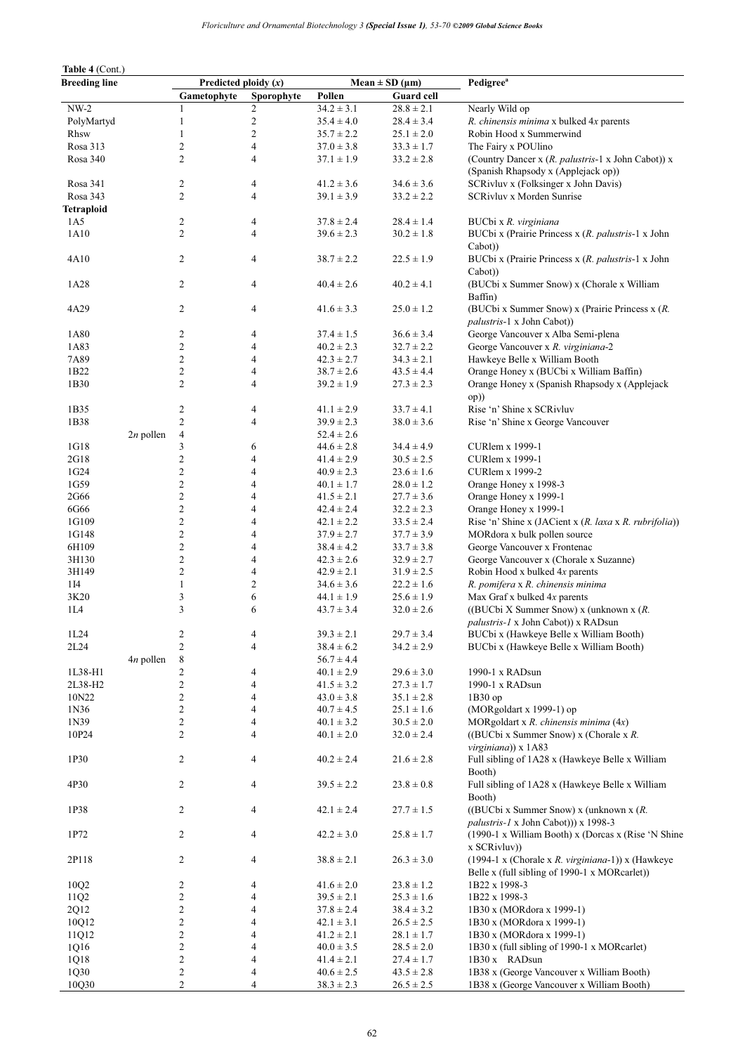**Table 4** (Cont.)

| Breeding line | Predicted ploidy (*x*) | | Mean ± SD (µm) | | Pedigree[a] |
|---|---|---|---|---|---|
| | Gametophyte | Sporophyte | Pollen | Guard cell | |
| NW-2 | 1 | 2 | 34.2 ± 3.1 | 28.8 ± 2.1 | Nearly Wild op |
| PolyMartyd | 1 | 2 | 35.4 ± 4.0 | 28.4 ± 3.4 | *R. chinensis minima* x bulked 4*x* parents |
| Rhsw | 1 | 2 | 35.7 ± 2.2 | 25.1 ± 2.0 | Robin Hood x Summerwind |
| Rosa 313 | 2 | 4 | 37.0 ± 3.8 | 33.3 ± 1.7 | The Fairy x POUlino |
| Rosa 340 | 2 | 4 | 37.1 ± 1.9 | 33.2 ± 2.8 | (Country Dancer x (*R. palustris*-1 x John Cabot)) x (Spanish Rhapsody x (Applejack op)) |
| Rosa 341 | 2 | 4 | 41.2 ± 3.6 | 34.6 ± 3.6 | SCRivluv x (Folksinger x John Davis) |
| Rosa 343 | 2 | 4 | 39.1 ± 3.9 | 33.2 ± 2.2 | SCRivluv x Morden Sunrise |
| **Tetraploid** | | | | | |
| 1A5 | 2 | 4 | 37.8 ± 2.4 | 28.4 ± 1.4 | BUCbi x *R. virginiana* |
| 1A10 | 2 | 4 | 39.6 ± 2.3 | 30.2 ± 1.8 | BUCbi x (Prairie Princess x (*R. palustris*-1 x John Cabot)) |
| 4A10 | 2 | 4 | 38.7 ± 2.2 | 22.5 ± 1.9 | BUCbi x (Prairie Princess x (*R. palustris*-1 x John Cabot)) |
| 1A28 | 2 | 4 | 40.4 ± 2.6 | 40.2 ± 4.1 | (BUCbi x Summer Snow) x (Chorale x William Baffin) |
| 4A29 | 2 | 4 | 41.6 ± 3.3 | 25.0 ± 1.2 | (BUCbi x Summer Snow) x (Prairie Princess x (*R. palustris*-1 x John Cabot)) |
| 1A80 | 2 | 4 | 37.4 ± 1.5 | 36.6 ± 3.4 | George Vancouver x Alba Semi-plena |
| 1A83 | 2 | 4 | 40.2 ± 2.3 | 32.7 ± 2.2 | George Vancouver x *R. virginiana*-2 |
| 7A89 | 2 | 4 | 42.3 ± 2.7 | 34.3 ± 2.1 | Hawkeye Belle x William Booth |
| 1B22 | 2 | 4 | 38.7 ± 2.6 | 43.5 ± 4.4 | Orange Honey x (BUCbi x William Baffin) |
| 1B30 | 2 | 4 | 39.2 ± 1.9 | 27.3 ± 2.3 | Orange Honey x (Spanish Rhapsody x (Applejack op)) |
| 1B35 | 2 | 4 | 41.1 ± 2.9 | 33.7 ± 4.1 | Rise 'n' Shine x SCRivluv |
| 1B38 | 2 | 4 | 39.9 ± 2.3 | 38.0 ± 3.6 | Rise 'n' Shine x George Vancouver |
| 2*n* pollen | 4 | | 52.4 ± 2.6 | | |
| 1G18 | 3 | 6 | 44.6 ± 2.8 | 34.4 ± 4.9 | CURlem x 1999-1 |
| 2G18 | 2 | 4 | 41.4 ± 2.9 | 30.5 ± 2.5 | CURlem x 1999-1 |
| 1G24 | 2 | 4 | 40.9 ± 2.3 | 23.6 ± 1.6 | CURlem x 1999-2 |
| 1G59 | 2 | 4 | 40.1 ± 1.7 | 28.0 ± 1.2 | Orange Honey x 1998-3 |
| 2G66 | 2 | 4 | 41.5 ± 2.1 | 27.7 ± 3.6 | Orange Honey x 1999-1 |
| 6G66 | 2 | 4 | 42.4 ± 2.4 | 32.2 ± 2.3 | Orange Honey x 1999-1 |
| 1G109 | 2 | 4 | 42.1 ± 2.2 | 33.5 ± 2.4 | Rise 'n' Shine x (JACient x (*R. laxa* x *R. rubrifolia*)) |
| 1G148 | 2 | 4 | 37.9 ± 2.7 | 37.7 ± 3.9 | MORdora x bulk pollen source |
| 6H109 | 2 | 4 | 38.4 ± 4.2 | 33.7 ± 3.8 | George Vancouver x Frontenac |
| 3H130 | 2 | 4 | 42.3 ± 2.6 | 32.9 ± 2.7 | George Vancouver x (Chorale x Suzanne) |
| 3H149 | 2 | 4 | 42.9 ± 2.1 | 31.9 ± 2.5 | Robin Hood x bulked 4*x* parents |
| 1I4 | 1 | 2 | 34.6 ± 3.6 | 22.2 ± 1.6 | *R. pomifera* x *R. chinensis minima* |
| 3K20 | 3 | 6 | 44.1 ± 1.9 | 25.6 ± 1.9 | Max Graf x bulked 4*x* parents |
| 1L4 | 3 | 6 | 43.7 ± 3.4 | 32.0 ± 2.6 | ((BUCbi X Summer Snow) x (unknown x (*R. palustris-1* x John Cabot)) x RADsun |
| 1L24 | 2 | 4 | 39.3 ± 2.1 | 29.7 ± 3.4 | BUCbi x (Hawkeye Belle x William Booth) |
| 2L24 | 2 | 4 | 38.4 ± 6.2 | 34.2 ± 2.9 | BUCbi x (Hawkeye Belle x William Booth) |
| 4*n* pollen | 8 | | 56.7 ± 4.4 | | |
| 1L38-H1 | 2 | 4 | 40.1 ± 2.9 | 29.6 ± 3.0 | 1990-1 x RADsun |
| 2L38-H2 | 2 | 4 | 41.5 ± 3.2 | 27.3 ± 1.7 | 1990-1 x RADsun |
| 10N22 | 2 | 4 | 43.0 ± 3.8 | 35.1 ± 2.8 | 1B30 op |
| 1N36 | 2 | 4 | 40.7 ± 4.5 | 25.1 ± 1.6 | (MORgoldart x 1999-1) op |
| 1N39 | 2 | 4 | 40.1 ± 3.2 | 30.5 ± 2.0 | MORgoldart x *R. chinensis minima* (4*x*) |
| 10P24 | 2 | 4 | 40.1 ± 2.0 | 32.0 ± 2.4 | ((BUCbi x Summer Snow) x (Chorale x *R. virginiana*)) x 1A83 |
| 1P30 | 2 | 4 | 40.2 ± 2.4 | 21.6 ± 2.8 | Full sibling of 1A28 x (Hawkeye Belle x William Booth) |
| 4P30 | 2 | 4 | 39.5 ± 2.2 | 23.8 ± 0.8 | Full sibling of 1A28 x (Hawkeye Belle x William Booth) |
| 1P38 | 2 | 4 | 42.1 ± 2.4 | 27.7 ± 1.5 | ((BUCbi x Summer Snow) x (unknown x (*R. palustris-1* x John Cabot))) x 1998-3 |
| 1P72 | 2 | 4 | 42.2 ± 3.0 | 25.8 ± 1.7 | (1990-1 x William Booth) x (Dorcas x (Rise 'N Shine x SCRivluv)) |
| 2P118 | 2 | 4 | 38.8 ± 2.1 | 26.3 ± 3.0 | (1994-1 x (Chorale x *R. virginiana*-1)) x (Hawkeye Belle x (full sibling of 1990-1 x MORcarlet)) |
| 10Q2 | 2 | 4 | 41.6 ± 2.0 | 23.8 ± 1.2 | 1B22 x 1998-3 |
| 11Q2 | 2 | 4 | 39.5 ± 2.1 | 25.3 ± 1.6 | 1B22 x 1998-3 |
| 2Q12 | 2 | 4 | 37.8 ± 2.4 | 38.4 ± 3.2 | 1B30 x (MORdora x 1999-1) |
| 10Q12 | 2 | 4 | 42.1 ± 3.1 | 26.5 ± 2.5 | 1B30 x (MORdora x 1999-1) |
| 11Q12 | 2 | 4 | 41.2 ± 2.1 | 28.1 ± 1.7 | 1B30 x (MORdora x 1999-1) |
| 1Q16 | 2 | 4 | 40.0 ± 3.5 | 28.5 ± 2.0 | 1B30 x (full sibling of 1990-1 x MORcarlet) |
| 1Q18 | 2 | 4 | 41.4 ± 2.1 | 27.4 ± 1.7 | 1B30 x RADsun |
| 1Q30 | 2 | 4 | 40.6 ± 2.5 | 43.5 ± 2.8 | 1B38 x (George Vancouver x William Booth) |
| 10Q30 | 2 | 4 | 38.3 ± 2.3 | 26.5 ± 2.5 | 1B38 x (George Vancouver x William Booth) |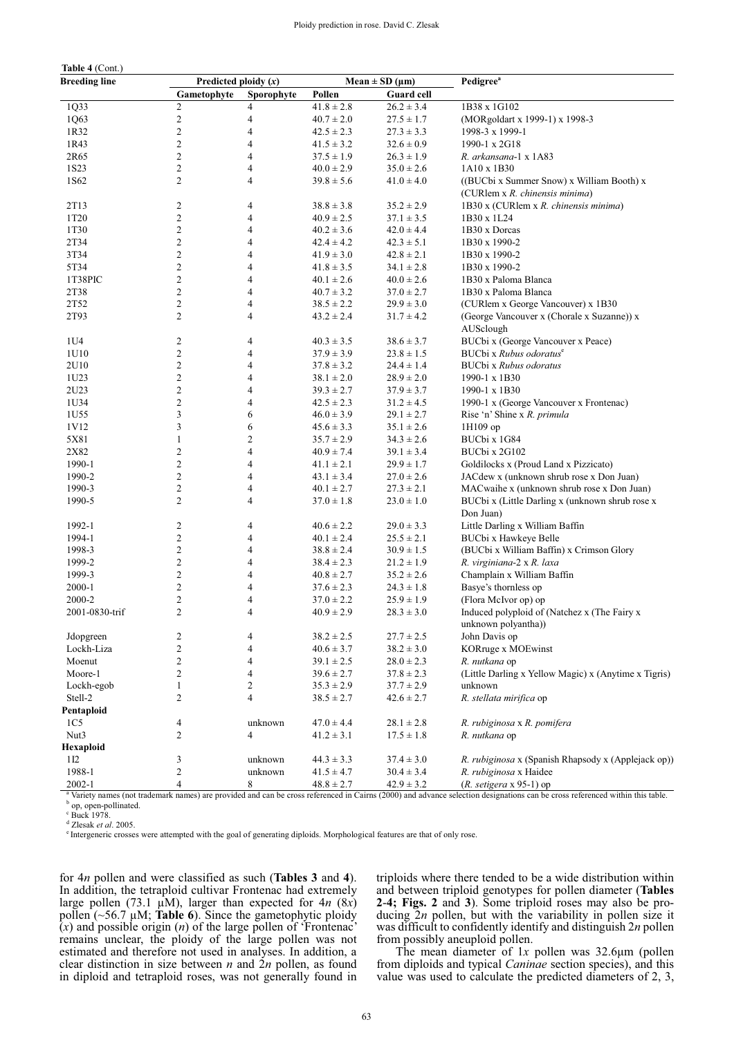**Table 4** (Cont.)

| Breeding line | Predicted ploidy ($x$) | | Mean ± SD (μm) | | Pedigree[a] |
|---|---|---|---|---|---|
| | Gametophyte | Sporophyte | Pollen | Guard cell | |
| 1Q33 | 2 | 4 | 41.8 ± 2.8 | 26.2 ± 3.4 | 1B38 x 1G102 |
| 1Q63 | 2 | 4 | 40.7 ± 2.0 | 27.5 ± 1.7 | (MORgoldart x 1999-1) x 1998-3 |
| 1R32 | 2 | 4 | 42.5 ± 2.3 | 27.3 ± 3.3 | 1998-3 x 1999-1 |
| 1R43 | 2 | 4 | 41.5 ± 3.2 | 32.6 ± 0.9 | 1990-1 x 2G18 |
| 2R65 | 2 | 4 | 37.5 ± 1.9 | 26.3 ± 1.9 | *R. arkansana*-1 x 1A83 |
| 1S23 | 2 | 4 | 40.0 ± 2.9 | 35.0 ± 2.6 | 1A10 x 1B30 |
| 1S62 | 2 | 4 | 39.8 ± 5.6 | 41.0 ± 4.0 | ((BUCbi x Summer Snow) x William Booth) x (CURlem x *R. chinensis minima*) |
| 2T13 | 2 | 4 | 38.8 ± 3.8 | 35.2 ± 2.9 | 1B30 x (CURlem x *R. chinensis minima*) |
| 1T20 | 2 | 4 | 40.9 ± 2.5 | 37.1 ± 3.5 | 1B30 x 1L24 |
| 1T30 | 2 | 4 | 40.2 ± 3.6 | 42.0 ± 4.4 | 1B30 x Dorcas |
| 2T34 | 2 | 4 | 42.4 ± 4.2 | 42.3 ± 5.1 | 1B30 x 1990-2 |
| 3T34 | 2 | 4 | 41.9 ± 3.0 | 42.8 ± 2.1 | 1B30 x 1990-2 |
| 5T34 | 2 | 4 | 41.8 ± 3.5 | 34.1 ± 2.8 | 1B30 x 1990-2 |
| 1T38PIC | 2 | 4 | 40.1 ± 2.6 | 40.0 ± 2.6 | 1B30 x Paloma Blanca |
| 2T38 | 2 | 4 | 40.7 ± 3.2 | 37.0 ± 2.7 | 1B30 x Paloma Blanca |
| 2T52 | 2 | 4 | 38.5 ± 2.2 | 29.9 ± 3.0 | (CURlem x George Vancouver) x 1B30 |
| 2T93 | 2 | 4 | 43.2 ± 2.4 | 31.7 ± 4.2 | (George Vancouver x (Chorale x Suzanne)) x AUSclough |
| 1U4 | 2 | 4 | 40.3 ± 3.5 | 38.6 ± 3.7 | BUCbi x (George Vancouver x Peace) |
| 1U10 | 2 | 4 | 37.9 ± 3.9 | 23.8 ± 1.5 | BUCbi x *Rubus odoratus*[e] |
| 2U10 | 2 | 4 | 37.8 ± 3.2 | 24.4 ± 1.4 | BUCbi x *Rubus odoratus* |
| 1U23 | 2 | 4 | 38.1 ± 2.0 | 28.9 ± 2.0 | 1990-1 x 1B30 |
| 2U23 | 2 | 4 | 39.3 ± 2.7 | 37.9 ± 3.7 | 1990-1 x 1B30 |
| 1U34 | 2 | 4 | 42.5 ± 2.3 | 31.2 ± 4.5 | 1990-1 x (George Vancouver x Frontenac) |
| 1U55 | 3 | 6 | 46.0 ± 3.9 | 29.1 ± 2.7 | Rise 'n' Shine x *R. primula* |
| 1V12 | 3 | 6 | 45.6 ± 3.3 | 35.1 ± 2.6 | 1H109 op |
| 5X81 | 1 | 2 | 35.7 ± 2.9 | 34.3 ± 2.6 | BUCbi x 1G84 |
| 2X82 | 2 | 4 | 40.9 ± 7.4 | 39.1 ± 3.4 | BUCbi x 2G102 |
| 1990-1 | 2 | 4 | 41.1 ± 2.1 | 29.9 ± 1.7 | Goldilocks x (Proud Land x Pizzicato) |
| 1990-2 | 2 | 4 | 43.1 ± 3.4 | 27.0 ± 2.6 | JACdew x (unknown shrub rose x Don Juan) |
| 1990-3 | 2 | 4 | 40.1 ± 2.7 | 27.3 ± 2.1 | MACwaihe x (unknown shrub rose x Don Juan) |
| 1990-5 | 2 | 4 | 37.0 ± 1.8 | 23.0 ± 1.0 | BUCbi x (Little Darling x (unknown shrub rose x Don Juan) |
| 1992-1 | 2 | 4 | 40.6 ± 2.2 | 29.0 ± 3.3 | Little Darling x William Baffin |
| 1994-1 | 2 | 4 | 40.1 ± 2.4 | 25.5 ± 2.1 | BUCbi x Hawkeye Belle |
| 1998-3 | 2 | 4 | 38.8 ± 2.4 | 30.9 ± 1.5 | (BUCbi x William Baffin) x Crimson Glory |
| 1999-2 | 2 | 4 | 38.4 ± 2.3 | 21.2 ± 1.9 | *R. virginiana*-2 x *R. laxa* |
| 1999-3 | 2 | 4 | 40.8 ± 2.7 | 35.2 ± 2.6 | Champlain x William Baffin |
| 2000-1 | 2 | 4 | 37.6 ± 2.3 | 24.3 ± 1.8 | Basye's thornless op |
| 2000-2 | 2 | 4 | 37.0 ± 2.2 | 25.9 ± 1.9 | (Flora McIvor op) op |
| 2001-0830-trif | 2 | 4 | 40.9 ± 2.9 | 28.3 ± 3.0 | Induced polyploid of (Natchez x (The Fairy x unknown polyantha)) |
| Jdopgreen | 2 | 4 | 38.2 ± 2.5 | 27.7 ± 2.5 | John Davis op |
| Lockh-Liza | 2 | 4 | 40.6 ± 3.7 | 38.2 ± 3.0 | KORruge x MOEwinst |
| Moenut | 2 | 4 | 39.1 ± 2.5 | 28.0 ± 2.3 | *R. nutkana* op |
| Moore-1 | 2 | 4 | 39.6 ± 2.7 | 37.8 ± 2.3 | (Little Darling x Yellow Magic) x (Anytime x Tigris) |
| Lockh-egob | 1 | 2 | 35.3 ± 2.9 | 37.7 ± 2.9 | unknown |
| Stell-2 | 2 | 4 | 38.5 ± 2.7 | 42.6 ± 2.7 | *R. stellata mirifica* op |
| **Pentaploid** | | | | | |
| 1C5 | 4 | unknown | 47.0 ± 4.4 | 28.1 ± 2.8 | *R. rubiginosa* x *R. pomifera* |
| Nut3 | 2 | 4 | 41.2 ± 3.1 | 17.5 ± 1.8 | *R. nutkana* op |
| **Hexaploid** | | | | | |
| 1I2 | 3 | unknown | 44.3 ± 3.3 | 37.4 ± 3.0 | *R. rubiginosa* x (Spanish Rhapsody x (Applejack op)) |
| 1988-1 | 2 | unknown | 41.5 ± 4.7 | 30.4 ± 3.4 | *R. rubiginosa* x Haidee |
| 2002-1 | 4 | 8 | 48.8 ± 2.7 | 42.9 ± 3.2 | (*R. setigera* x 95-1) op |

[a] Variety names (not trademark names) are provided and can be cross referenced in Cairns (2000) and advance selection designations can be cross referenced within this table.
[b] op, open-pollinated.
[c] Buck 1978.
[d] Zlesak *et al*. 2005.
[e] Intergeneric crosses were attempted with the goal of generating diploids. Morphological features are that of only rose.

for $4n$ pollen and were classified as such (**Tables 3** and **4**). In addition, the tetraploid cultivar Frontenac had extremely large pollen (73.1 μM), larger than expected for $4n$ ($8x$) pollen (~56.7 μM; **Table 6**). Since the gametophytic ploidy ($x$) and possible origin ($n$) of the large pollen of 'Frontenac' remains unclear, the ploidy of the large pollen was not estimated and therefore not used in analyses. In addition, a clear distinction in size between $n$ and $2n$ pollen, as found in diploid and tetraploid roses, was not generally found in triploids where there tended to be a wide distribution within and between triploid genotypes for pollen diameter (**Tables 2**-**4; Figs. 2** and **3**). Some triploid roses may also be producing $2n$ pollen, but with the variability in pollen size it was difficult to confidently identify and distinguish $2n$ pollen from possibly aneuploid pollen.

The mean diameter of $1x$ pollen was 32.6μm (pollen from diploids and typical *Caninae* section species), and this value was used to calculate the predicted diameters of 2, 3,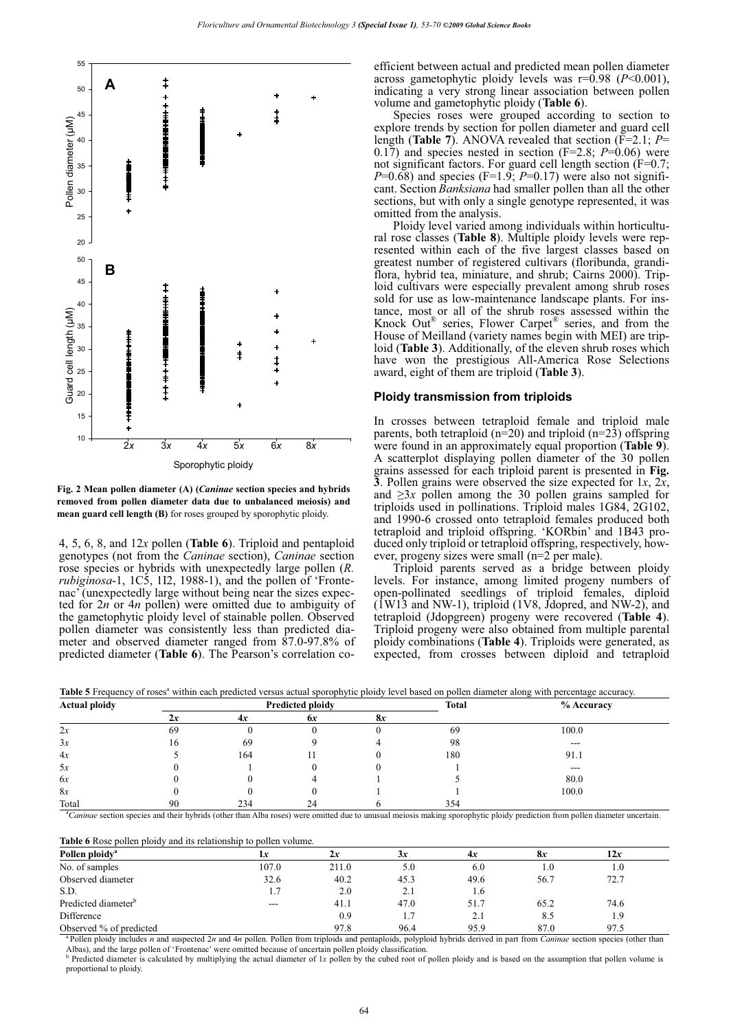**Fig. 2 Mean pollen diameter (A) (*Caninae* section species and hybrids removed from pollen diameter data due to unbalanced meiosis) and mean guard cell length (B)** for roses grouped by sporophytic ploidy.

4, 5, 6, 8, and 12*x* pollen (**Table 6**). Triploid and pentaploid genotypes (not from the *Caninae* section), *Caninae* section rose species or hybrids with unexpectedly large pollen (*R. rubiginosa*-1, 1C5, 1I2, 1988-1), and the pollen of 'Frontenac' (unexpectedly large without being near the sizes expected for 2*n* or 4*n* pollen) were omitted due to ambiguity of the gametophytic ploidy level of stainable pollen. Observed pollen diameter was consistently less than predicted diameter and observed diameter ranged from 87.0-97.8% of predicted diameter (**Table 6**). The Pearson's correlation coefficient between actual and predicted mean pollen diameter across gametophytic ploidy levels was r=0.98 ($P$<0.001), indicating a very strong linear association between pollen volume and gametophytic ploidy (**Table 6**).

Species roses were grouped according to section to explore trends by section for pollen diameter and guard cell length (**Table 7**). ANOVA revealed that section (F=2.1; $P$= 0.17) and species nested in section (F=2.8; $P$=0.06) were not significant factors. For guard cell length section (F=0.7; $P$=0.68) and species (F=1.9; $P$=0.17) were also not significant. Section *Banksiana* had smaller pollen than all the other sections, but with only a single genotype represented, it was omitted from the analysis.

Ploidy level varied among individuals within horticultural rose classes (**Table 8**). Multiple ploidy levels were represented within each of the five largest classes based on greatest number of registered cultivars (floribunda, grandiflora, hybrid tea, miniature, and shrub; Cairns 2000). Triploid cultivars were especially prevalent among shrub roses sold for use as low-maintenance landscape plants. For instance, most or all of the shrub roses assessed within the Knock Out® series, Flower Carpet® series, and from the House of Meilland (variety names begin with MEI) are triploid (**Table 3**). Additionally, of the eleven shrub roses which have won the prestigious All-America Rose Selections award, eight of them are triploid (**Table 3**).

### Ploidy transmission from triploids

In crosses between tetraploid female and triploid male parents, both tetraploid (n=20) and triploid (n=23) offspring were found in an approximately equal proportion (**Table 9**). A scatterplot displaying pollen diameter of the 30 pollen grains assessed for each triploid parent is presented in **Fig. 3**. Pollen grains were observed the size expected for 1*x*, 2*x*, and ≥3*x* pollen among the 30 pollen grains sampled for triploids used in pollinations. Triploid males 1G84, 2G102, and 1990-6 crossed onto tetraploid females produced both tetraploid and triploid offspring. 'KORbin' and 1B43 produced only triploid or tetraploid offspring, respectively, however, progeny sizes were small (n=2 per male).

Triploid parents served as a bridge between ploidy levels. For instance, among limited progeny numbers of open-pollinated seedlings of triploid females, diploid (1W13 and NW-1), triploid (1V8, Jdopred, and NW-2), and tetraploid (Jdopgreen) progeny were recovered (**Table 4**). Triploid progeny were also obtained from multiple parental ploidy combinations (**Table 4**). Triploids were generated, as expected, from crosses between diploid and tetraploid

**Table 5** Frequency of roses[a] within each predicted versus actual sporophytic ploidy level based on pollen diameter along with percentage accuracy.

| Actual ploidy | Predicted ploidy | | | | Total | % Accuracy |
|---|---|---|---|---|---|---|
| | 2*x* | 4*x* | 6*x* | 8*x* | | |
| 2*x* | 69 | 0 | 0 | 0 | 69 | 100.0 |
| 3*x* | 16 | 69 | 9 | 4 | 98 | --- |
| 4*x* | 5 | 164 | 11 | 0 | 180 | 91.1 |
| 5*x* | 0 | 1 | 0 | 0 | 1 | --- |
| 6*x* | 0 | 0 | 4 | 1 | 5 | 80.0 |
| 8*x* | 0 | 0 | 0 | 1 | 1 | 100.0 |
| Total | 90 | 234 | 24 | 6 | 354 | |

[a] *Caninae* section species and their hybrids (other than Alba roses) were omitted due to unusual meiosis making sporophytic ploidy prediction from pollen diameter uncertain.

**Table 6** Rose pollen ploidy and its relationship to pollen volume.

| Pollen ploidy[a] | 1*x* | 2*x* | 3*x* | 4*x* | 8*x* | 12*x* |
|---|---|---|---|---|---|---|
| No. of samples | 107.0 | 211.0 | 5.0 | 6.0 | 1.0 | 1.0 |
| Observed diameter | 32.6 | 40.2 | 45.3 | 49.6 | 56.7 | 72.7 |
| S.D. | 1.7 | 2.0 | 2.1 | 1.6 | | |
| Predicted diameter[b] | --- | 41.1 | 47.0 | 51.7 | 65.2 | 74.6 |
| Difference | | 0.9 | 1.7 | 2.1 | 8.5 | 1.9 |
| Observed % of predicted | | 97.8 | 96.4 | 95.9 | 87.0 | 97.5 |

[a] Pollen ploidy includes *n* and suspected 2*n* and 4*n* pollen. Pollen from triploids and pentaploids, polyploid hybrids derived in part from *Caninae* section species (other than Albas), and the large pollen of 'Frontenac' were omitted because of uncertain pollen ploidy classification.

[b] Predicted diameter is calculated by multiplying the actual diameter of 1*x* pollen by the cubed root of pollen ploidy and is based on the assumption that pollen volume is proportional to ploidy.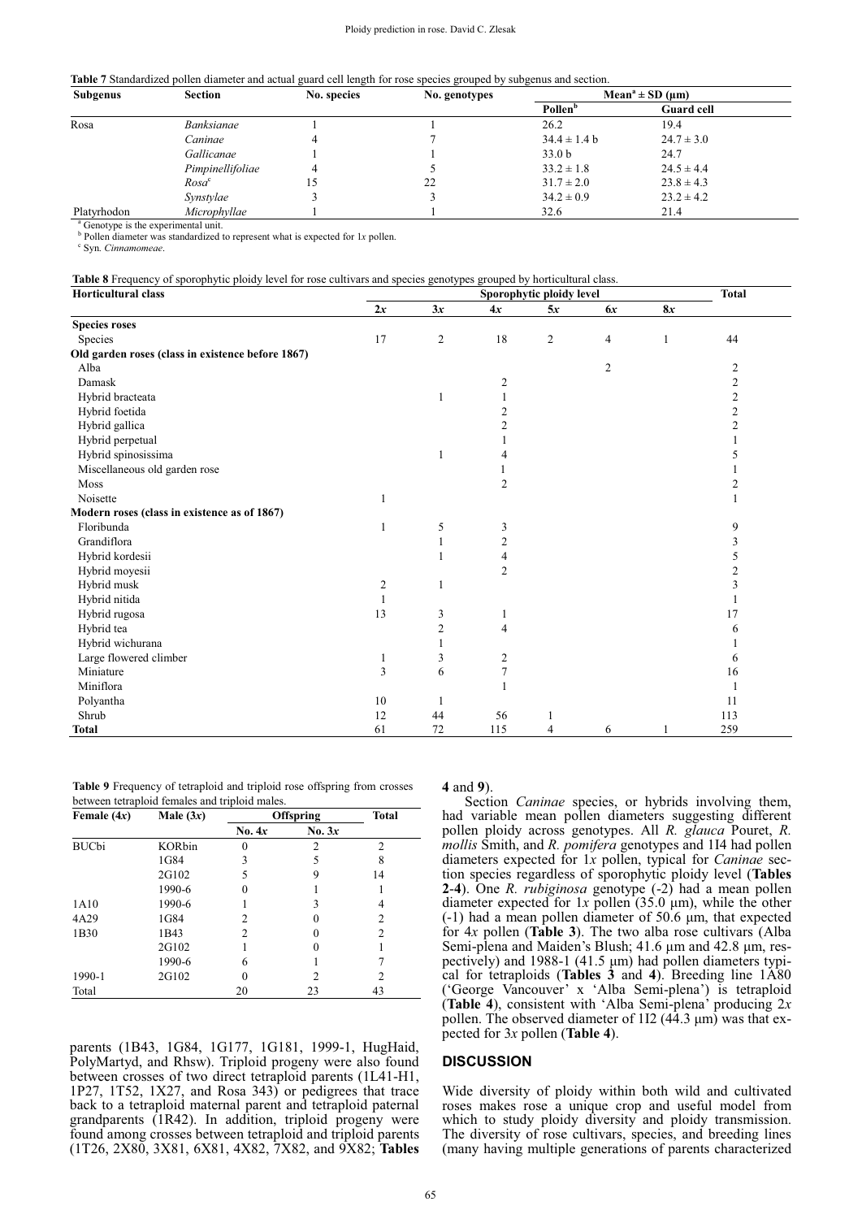**Table 7** Standardized pollen diameter and actual guard cell length for rose species grouped by subgenus and section.

| Subgenus | Section | No. species | No. genotypes | Mean[a] ± SD (µm) | |
|---|---|---|---|---|---|
| | | | | Pollen[b] | Guard cell |
| Rosa | *Banksianae* | 1 | 1 | 26.2 | 19.4 |
| | *Caninae* | 4 | 7 | 34.4 ± 1.4 b | 24.7 ± 3.0 |
| | *Gallicanae* | 1 | 1 | 33.0 b | 24.7 |
| | *Pimpinellifoliae* | 4 | 5 | 33.2 ± 1.8 | 24.5 ± 4.4 |
| | *Rosa*[c] | 15 | 22 | 31.7 ± 2.0 | 23.8 ± 4.3 |
| | *Synstylae* | 3 | 3 | 34.2 ± 0.9 | 23.2 ± 4.2 |
| Platyrhodon | *Microphyllae* | 1 | 1 | 32.6 | 21.4 |

[a] Genotype is the experimental unit.
[b] Pollen diameter was standardized to represent what is expected for 1*x* pollen.
[c] Syn. *Cinnamomeae*.

**Table 8** Frequency of sporophytic ploidy level for rose cultivars and species genotypes grouped by horticultural class.

| Horticultural class | Sporophytic ploidy level | | | | | | Total |
|---|---|---|---|---|---|---|---|
| | 2*x* | 3*x* | 4*x* | 5*x* | 6*x* | 8*x* | |
| **Species roses** | | | | | | | |
| Species | 17 | 2 | 18 | 2 | 4 | 1 | 44 |
| **Old garden roses (class in existence before 1867)** | | | | | | | |
| Alba | | | | | 2 | | 2 |
| Damask | | | 2 | | | | 2 |
| Hybrid bracteata | | 1 | 1 | | | | 2 |
| Hybrid foetida | | | 2 | | | | 2 |
| Hybrid gallica | | | 2 | | | | 2 |
| Hybrid perpetual | | | 1 | | | | 1 |
| Hybrid spinosissima | | 1 | 4 | | | | 5 |
| Miscellaneous old garden rose | | | 1 | | | | 1 |
| Moss | | | 2 | | | | 2 |
| Noisette | 1 | | | | | | 1 |
| **Modern roses (class in existence as of 1867)** | | | | | | | |
| Floribunda | 1 | 5 | 3 | | | | 9 |
| Grandiflora | | 1 | 2 | | | | 3 |
| Hybrid kordesii | | 1 | 4 | | | | 5 |
| Hybrid moyesii | | | 2 | | | | 2 |
| Hybrid musk | 2 | 1 | | | | | 3 |
| Hybrid nitida | 1 | | | | | | 1 |
| Hybrid rugosa | 13 | 3 | 1 | | | | 17 |
| Hybrid tea | | 2 | 4 | | | | 6 |
| Hybrid wichurana | | 1 | | | | | 1 |
| Large flowered climber | 1 | 3 | 2 | | | | 6 |
| Miniature | 3 | 6 | 7 | | | | 16 |
| Miniflora | | | 1 | | | | 1 |
| Polyantha | 10 | 1 | | | | | 11 |
| Shrub | 12 | 44 | 56 | 1 | | | 113 |
| **Total** | 61 | 72 | 115 | 4 | 6 | 1 | 259 |

**Table 9** Frequency of tetraploid and triploid rose offspring from crosses between tetraploid females and triploid males.

| Female (4*x*) | Male (3*x*) | Offspring | | Total |
|---|---|---|---|---|
| | | No. 4*x* | No. 3*x* | |
| BUCbi | KORbin | 0 | 2 | 2 |
| | 1G84 | 3 | 5 | 8 |
| | 2G102 | 5 | 9 | 14 |
| | 1990-6 | 0 | 1 | 1 |
| 1A10 | 1990-6 | 1 | 3 | 4 |
| 4A29 | 1G84 | 2 | 0 | 2 |
| 1B30 | 1B43 | 2 | 0 | 2 |
| | 2G102 | 1 | 0 | 1 |
| | 1990-6 | 6 | 1 | 7 |
| 1990-1 | 2G102 | 0 | 2 | 2 |
| Total | | 20 | 23 | 43 |

parents (1B43, 1G84, 1G177, 1G181, 1999-1, HugHaid, PolyMartyd, and Rhsw). Triploid progeny were also found between crosses of two direct tetraploid parents (1L41-H1, 1P27, 1T52, 1X27, and Rosa 343) or pedigrees that trace back to a tetraploid maternal parent and tetraploid paternal grandparents (1R42). In addition, triploid progeny were found among crosses between tetraploid and triploid parents (1T26, 2X80, 3X81, 6X81, 4X82, 7X82, and 9X82; **Tables 4** and **9**).

Section *Caninae* species, or hybrids involving them, had variable mean pollen diameters suggesting different pollen ploidy across genotypes. All *R. glauca* Pouret, *R. mollis* Smith, and *R. pomifera* genotypes and 1I4 had pollen diameters expected for 1*x* pollen, typical for *Caninae* section species regardless of sporophytic ploidy level (**Tables 2**-**4**). One *R. rubiginosa* genotype (-2) had a mean pollen diameter expected for 1*x* pollen (35.0 µm), while the other (-1) had a mean pollen diameter of 50.6 µm, that expected for 4*x* pollen (**Table 3**). The two alba rose cultivars (Alba Semi-plena and Maiden's Blush; 41.6 µm and 42.8 µm, respectively) and 1988-1 (41.5 µm) had pollen diameters typical for tetraploids (**Tables 3** and **4**). Breeding line 1A80 ('George Vancouver' x 'Alba Semi-plena') is tetraploid (**Table 4**), consistent with 'Alba Semi-plena' producing 2*x* pollen. The observed diameter of 1I2 (44.3 µm) was that expected for 3*x* pollen (**Table 4**).

## DISCUSSION

Wide diversity of ploidy within both wild and cultivated roses makes rose a unique crop and useful model from which to study ploidy diversity and ploidy transmission. The diversity of rose cultivars, species, and breeding lines (many having multiple generations of parents characterized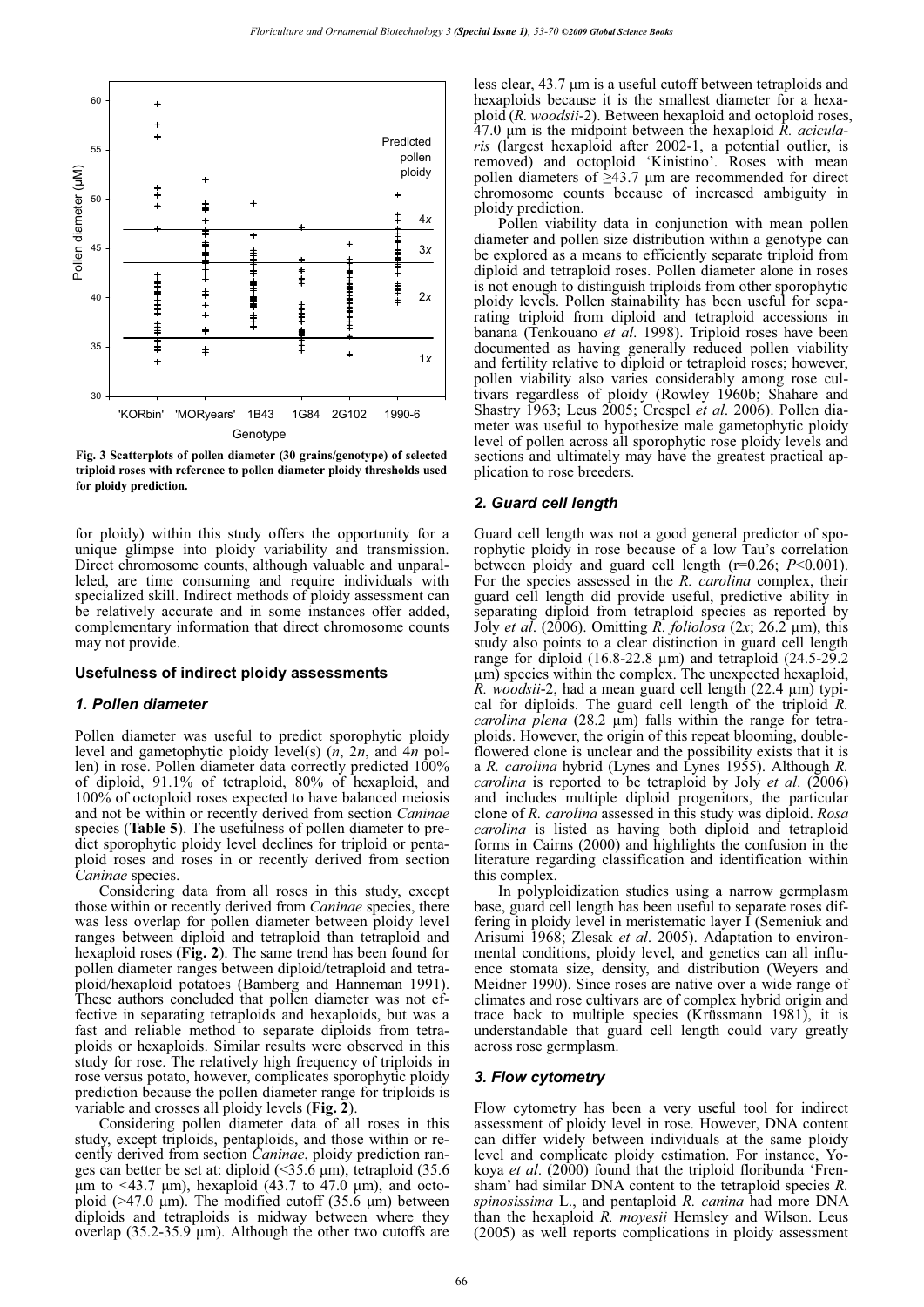Fig. 3 Scatterplots of pollen diameter (30 grains/genotype) of selected triploid roses with reference to pollen diameter ploidy thresholds used for ploidy prediction.

for ploidy) within this study offers the opportunity for a unique glimpse into ploidy variability and transmission. Direct chromosome counts, although valuable and unparalleled, are time consuming and require individuals with specialized skill. Indirect methods of ploidy assessment can be relatively accurate and in some instances offer added, complementary information that direct chromosome counts may not provide.

### Usefulness of indirect ploidy assessments

#### *1. Pollen diameter*

Pollen diameter was useful to predict sporophytic ploidy level and gametophytic ploidy level(s) ($n$, $2n$, and $4n$ pollen) in rose. Pollen diameter data correctly predicted 100% of diploid, 91.1% of tetraploid, 80% of hexaploid, and 100% of octoploid roses expected to have balanced meiosis and not be within or recently derived from section *Caninae* species (**Table 5**). The usefulness of pollen diameter to predict sporophytic ploidy level declines for triploid or pentaploid roses and roses in or recently derived from section *Caninae* species.

Considering data from all roses in this study, except those within or recently derived from *Caninae* species, there was less overlap for pollen diameter between ploidy level ranges between diploid and tetraploid than tetraploid and hexaploid roses (**Fig. 2**). The same trend has been found for pollen diameter ranges between diploid/tetraploid and tetraploid/hexaploid potatoes (Bamberg and Hanneman 1991). These authors concluded that pollen diameter was not effective in separating tetraploids and hexaploids, but was a fast and reliable method to separate diploids from tetraploids or hexaploids. Similar results were observed in this study for rose. The relatively high frequency of triploids in rose versus potato, however, complicates sporophytic ploidy prediction because the pollen diameter range for triploids is variable and crosses all ploidy levels (**Fig. 2**).

Considering pollen diameter data of all roses in this study, except triploids, pentaploids, and those within or recently derived from section *Caninae*, ploidy prediction ranges can better be set at: diploid (<35.6 µm), tetraploid (35.6 µm to <43.7 µm), hexaploid (43.7 to 47.0 µm), and octoploid (>47.0 µm). The modified cutoff (35.6 µm) between diploids and tetraploids is midway between where they overlap (35.2-35.9 µm). Although the other two cutoffs are less clear, 43.7 µm is a useful cutoff between tetraploids and hexaploids because it is the smallest diameter for a hexaploid (*R. woodsii*-2). Between hexaploid and octoploid roses, 47.0 µm is the midpoint between the hexaploid *R. acicularis* (largest hexaploid after 2002-1, a potential outlier, is removed) and octoploid 'Kinistino'. Roses with mean pollen diameters of ≥43.7 µm are recommended for direct chromosome counts because of increased ambiguity in ploidy prediction.

Pollen viability data in conjunction with mean pollen diameter and pollen size distribution within a genotype can be explored as a means to efficiently separate triploid from diploid and tetraploid roses. Pollen diameter alone in roses is not enough to distinguish triploids from other sporophytic ploidy levels. Pollen stainability has been useful for separating triploid from diploid and tetraploid accessions in banana (Tenkouano *et al*. 1998). Triploid roses have been documented as having generally reduced pollen viability and fertility relative to diploid or tetraploid roses; however, pollen viability also varies considerably among rose cultivars regardless of ploidy (Rowley 1960b; Shahare and Shastry 1963; Leus 2005; Crespel *et al*. 2006). Pollen diameter was useful to hypothesize male gametophytic ploidy level of pollen across all sporophytic rose ploidy levels and sections and ultimately may have the greatest practical application to rose breeders.

#### *2. Guard cell length*

Guard cell length was not a good general predictor of sporophytic ploidy in rose because of a low Tau's correlation between ploidy and guard cell length (r=0.26; $P$<0.001). For the species assessed in the *R. carolina* complex, their guard cell length did provide useful, predictive ability in separating diploid from tetraploid species as reported by Joly *et al*. (2006). Omitting *R. foliolosa* (2*x*; 26.2 µm), this study also points to a clear distinction in guard cell length range for diploid (16.8-22.8 µm) and tetraploid (24.5-29.2 µm) species within the complex. The unexpected hexaploid, *R. woodsii*-2, had a mean guard cell length (22.4 µm) typical for diploids. The guard cell length of the triploid *R. carolina plena* (28.2 µm) falls within the range for tetraploids. However, the origin of this repeat blooming, double-flowered clone is unclear and the possibility exists that it is a *R. carolina* hybrid (Lynes and Lynes 1955). Although *R. carolina* is reported to be tetraploid by Joly *et al*. (2006) and includes multiple diploid progenitors, the particular clone of *R. carolina* assessed in this study was diploid. *Rosa carolina* is listed as having both diploid and tetraploid forms in Cairns (2000) and highlights the confusion in the literature regarding classification and identification within this complex.

In polyploidization studies using a narrow germplasm base, guard cell length has been useful to separate roses differing in ploidy level in meristematic layer I (Semeniuk and Arisumi 1968; Zlesak *et al*. 2005). Adaptation to environmental conditions, ploidy level, and genetics can all influence stomata size, density, and distribution (Weyers and Meidner 1990). Since roses are native over a wide range of climates and rose cultivars are of complex hybrid origin and trace back to multiple species (Krüssmann 1981), it is understandable that guard cell length could vary greatly across rose germplasm.

#### *3. Flow cytometry*

Flow cytometry has been a very useful tool for indirect assessment of ploidy level in rose. However, DNA content can differ widely between individuals at the same ploidy level and complicate ploidy estimation. For instance, Yokoya *et al*. (2000) found that the triploid floribunda 'Frensham' had similar DNA content to the tetraploid species *R. spinosissima* L., and pentaploid *R. canina* had more DNA than the hexaploid *R. moyesii* Hemsley and Wilson. Leus (2005) as well reports complications in ploidy assessment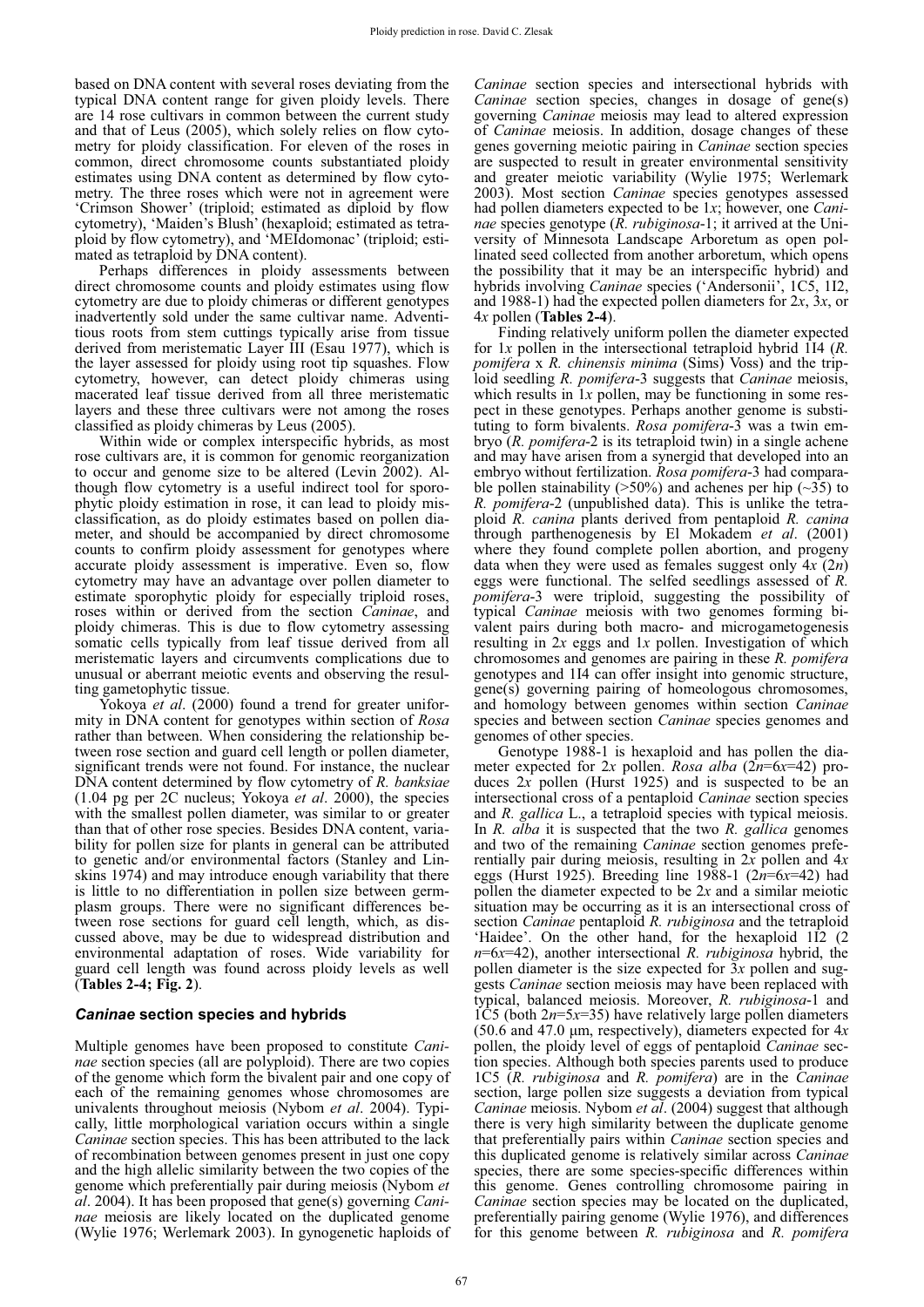based on DNA content with several roses deviating from the typical DNA content range for given ploidy levels. There are 14 rose cultivars in common between the current study and that of Leus (2005), which solely relies on flow cytometry for ploidy classification. For eleven of the roses in common, direct chromosome counts substantiated ploidy estimates using DNA content as determined by flow cytometry. The three roses which were not in agreement were 'Crimson Shower' (triploid; estimated as diploid by flow cytometry), 'Maiden's Blush' (hexaploid; estimated as tetraploid by flow cytometry), and 'MEIdomonac' (triploid; estimated as tetraploid by DNA content).

Perhaps differences in ploidy assessments between direct chromosome counts and ploidy estimates using flow cytometry are due to ploidy chimeras or different genotypes inadvertently sold under the same cultivar name. Adventitious roots from stem cuttings typically arise from tissue derived from meristematic Layer III (Esau 1977), which is the layer assessed for ploidy using root tip squashes. Flow cytometry, however, can detect ploidy chimeras using macerated leaf tissue derived from all three meristematic layers and these three cultivars were not among the roses classified as ploidy chimeras by Leus (2005).

Within wide or complex interspecific hybrids, as most rose cultivars are, it is common for genomic reorganization to occur and genome size to be altered (Levin 2002). Although flow cytometry is a useful indirect tool for sporophytic ploidy estimation in rose, it can lead to ploidy misclassification, as do ploidy estimates based on pollen diameter, and should be accompanied by direct chromosome counts to confirm ploidy assessment for genotypes where accurate ploidy assessment is imperative. Even so, flow cytometry may have an advantage over pollen diameter to estimate sporophytic ploidy for especially triploid roses, roses within or derived from the section *Caninae*, and ploidy chimeras. This is due to flow cytometry assessing somatic cells typically from leaf tissue derived from all meristematic layers and circumvents complications due to unusual or aberrant meiotic events and observing the resulting gametophytic tissue.

Yokoya *et al*. (2000) found a trend for greater uniformity in DNA content for genotypes within section of *Rosa* rather than between. When considering the relationship between rose section and guard cell length or pollen diameter, significant trends were not found. For instance, the nuclear DNA content determined by flow cytometry of *R. banksiae* (1.04 pg per 2C nucleus; Yokoya *et al*. 2000), the species with the smallest pollen diameter, was similar to or greater than that of other rose species. Besides DNA content, variability for pollen size for plants in general can be attributed to genetic and/or environmental factors (Stanley and Linskins 1974) and may introduce enough variability that there is little to no differentiation in pollen size between germplasm groups. There were no significant differences between rose sections for guard cell length, which, as discussed above, may be due to widespread distribution and environmental adaptation of roses. Wide variability for guard cell length was found across ploidy levels as well (**Tables 2-4; Fig. 2**).

## *Caninae* section species and hybrids

Multiple genomes have been proposed to constitute *Caninae* section species (all are polyploid). There are two copies of the genome which form the bivalent pair and one copy of each of the remaining genomes whose chromosomes are univalents throughout meiosis (Nybom *et al*. 2004). Typically, little morphological variation occurs within a single *Caninae* section species. This has been attributed to the lack of recombination between genomes present in just one copy and the high allelic similarity between the two copies of the genome which preferentially pair during meiosis (Nybom *et al*. 2004). It has been proposed that gene(s) governing *Caninae* meiosis are likely located on the duplicated genome (Wylie 1976; Werlemark 2003). In gynogenetic haploids of *Caninae* section species and intersectional hybrids with *Caninae* section species, changes in dosage of gene(s) governing *Caninae* meiosis may lead to altered expression of *Caninae* meiosis. In addition, dosage changes of these genes governing meiotic pairing in *Caninae* section species are suspected to result in greater environmental sensitivity and greater meiotic variability (Wylie 1975; Werlemark 2003). Most section *Caninae* species genotypes assessed had pollen diameters expected to be $1x$; however, one *Caninae* species genotype (*R. rubiginosa*-1; it arrived at the University of Minnesota Landscape Arboretum as open pollinated seed collected from another arboretum, which opens the possibility that it may be an interspecific hybrid) and hybrids involving *Caninae* species ('Andersonii', 1C5, 1I2, and 1988-1) had the expected pollen diameters for $2x$, $3x$, or $4x$ pollen (**Tables 2-4**).

Finding relatively uniform pollen the diameter expected for $1x$ pollen in the intersectional tetraploid hybrid 1I4 (*R. pomifera* x *R. chinensis minima* (Sims) Voss) and the triploid seedling *R. pomifera*-3 suggests that *Caninae* meiosis, which results in $1x$ pollen, may be functioning in some respect in these genotypes. Perhaps another genome is substituting to form bivalents. *Rosa pomifera*-3 was a twin embryo (*R. pomifera*-2 is its tetraploid twin) in a single achene and may have arisen from a synergid that developed into an embryo without fertilization. *Rosa pomifera*-3 had comparable pollen stainability (>50%) and achenes per hip (~35) to *R. pomifera*-2 (unpublished data). This is unlike the tetraploid *R. canina* plants derived from pentaploid *R. canina* through parthenogenesis by El Mokadem *et al*. (2001) where they found complete pollen abortion, and progeny data when they were used as females suggest only $4x$ ($2n$) eggs were functional. The selfed seedlings assessed of *R. pomifera*-3 were triploid, suggesting the possibility of typical *Caninae* meiosis with two genomes forming bivalent pairs during both macro- and microgametogenesis resulting in $2x$ eggs and $1x$ pollen. Investigation of which chromosomes and genomes are pairing in these *R. pomifera* genotypes and 1I4 can offer insight into genomic structure, gene(s) governing pairing of homeologous chromosomes, and homology between genomes within section *Caninae* species and between section *Caninae* species genomes and genomes of other species.

Genotype 1988-1 is hexaploid and has pollen the diameter expected for $2x$ pollen. *Rosa alba* ($2n$=$6x$=42) produces $2x$ pollen (Hurst 1925) and is suspected to be an intersectional cross of a pentaploid *Caninae* section species and *R. gallica* L., a tetraploid species with typical meiosis. In *R. alba* it is suspected that the two *R. gallica* genomes and two of the remaining *Caninae* section genomes preferentially pair during meiosis, resulting in $2x$ pollen and $4x$ eggs (Hurst 1925). Breeding line 1988-1 ($2n$=$6x$=42) had pollen the diameter expected to be $2x$ and a similar meiotic situation may be occurring as it is an intersectional cross of section *Caninae* pentaploid *R. rubiginosa* and the tetraploid 'Haidee'. On the other hand, for the hexaploid 1I2 ($2n$=$6x$=42), another intersectional *R. rubiginosa* hybrid, the pollen diameter is the size expected for $3x$ pollen and suggests *Caninae* section meiosis may have been replaced with typical, balanced meiosis. Moreover, *R. rubiginosa*-1 and 1C5 (both $2n$=$5x$=35) have relatively large pollen diameters (50.6 and 47.0 μm, respectively), diameters expected for $4x$ pollen, the ploidy level of eggs of pentaploid *Caninae* section species. Although both species parents used to produce 1C5 (*R. rubiginosa* and *R. pomifera*) are in the *Caninae* section, large pollen size suggests a deviation from typical *Caninae* meiosis. Nybom *et al*. (2004) suggest that although there is very high similarity between the duplicate genome that preferentially pairs within *Caninae* section species and this duplicated genome is relatively similar across *Caninae* species, there are some species-specific differences within this genome. Genes controlling chromosome pairing in *Caninae* section species may be located on the duplicated, preferentially pairing genome (Wylie 1976), and differences for this genome between *R. rubiginosa* and *R. pomifera*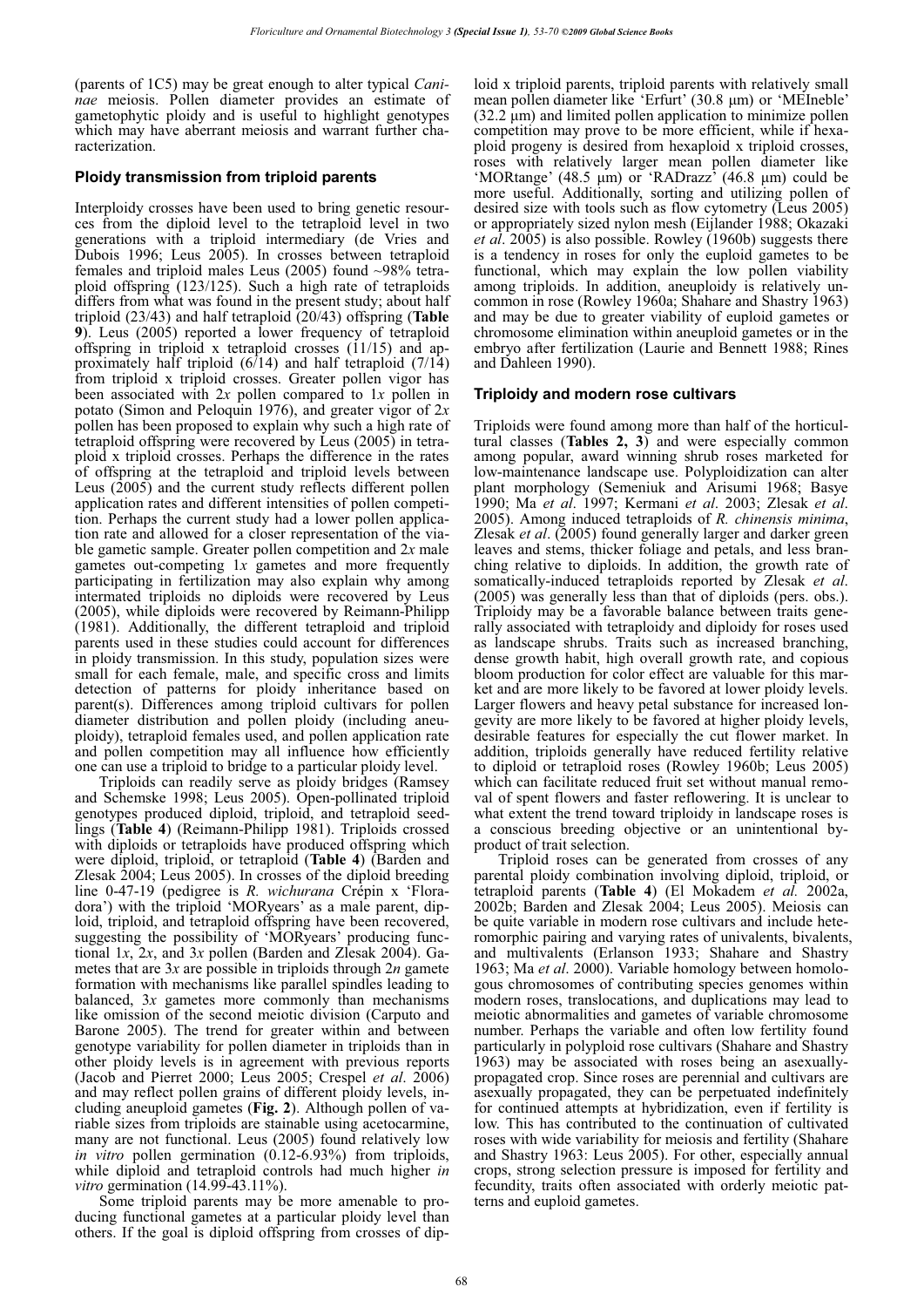(parents of 1C5) may be great enough to alter typical *Caninae* meiosis. Pollen diameter provides an estimate of gametophytic ploidy and is useful to highlight genotypes which may have aberrant meiosis and warrant further characterization.

### Ploidy transmission from triploid parents

Interploidy crosses have been used to bring genetic resources from the diploid level to the tetraploid level in two generations with a triploid intermediary (de Vries and Dubois 1996; Leus 2005). In crosses between tetraploid females and triploid males Leus (2005) found ~98% tetraploid offspring (123/125). Such a high rate of tetraploids differs from what was found in the present study; about half triploid (23/43) and half tetraploid (20/43) offspring (**Table 9**). Leus (2005) reported a lower frequency of tetraploid offspring in triploid x tetraploid crosses (11/15) and approximately half triploid (6/14) and half tetraploid (7/14) from triploid x triploid crosses. Greater pollen vigor has been associated with 2*x* pollen compared to 1*x* pollen in potato (Simon and Peloquin 1976), and greater vigor of 2*x* pollen has been proposed to explain why such a high rate of tetraploid offspring were recovered by Leus (2005) in tetraploid x triploid crosses. Perhaps the difference in the rates of offspring at the tetraploid and triploid levels between Leus (2005) and the current study reflects different pollen application rates and different intensities of pollen competition. Perhaps the current study had a lower pollen application rate and allowed for a closer representation of the viable gametic sample. Greater pollen competition and 2*x* male gametes out-competing 1*x* gametes and more frequently participating in fertilization may also explain why among intermated triploids no diploids were recovered by Leus (2005), while diploids were recovered by Reimann-Philipp (1981). Additionally, the different tetraploid and triploid parents used in these studies could account for differences in ploidy transmission. In this study, population sizes were small for each female, male, and specific cross and limits detection of patterns for ploidy inheritance based on parent(s). Differences among triploid cultivars for pollen diameter distribution and pollen ploidy (including aneuploidy), tetraploid females used, and pollen application rate and pollen competition may all influence how efficiently one can use a triploid to bridge to a particular ploidy level.

Triploids can readily serve as ploidy bridges (Ramsey and Schemske 1998; Leus 2005). Open-pollinated triploid genotypes produced diploid, triploid, and tetraploid seedlings (**Table 4**) (Reimann-Philipp 1981). Triploids crossed with diploids or tetraploids have produced offspring which were diploid, triploid, or tetraploid (**Table 4**) (Barden and Zlesak 2004; Leus 2005). In crosses of the diploid breeding line 0-47-19 (pedigree is *R. wichurana* Crépin x 'Floradora') with the triploid 'MORyears' as a male parent, diploid, triploid, and tetraploid offspring have been recovered, suggesting the possibility of 'MORyears' producing functional 1*x*, 2*x*, and 3*x* pollen (Barden and Zlesak 2004). Gametes that are 3*x* are possible in triploids through 2*n* gamete formation with mechanisms like parallel spindles leading to balanced, 3*x* gametes more commonly than mechanisms like omission of the second meiotic division (Carputo and Barone 2005). The trend for greater within and between genotype variability for pollen diameter in triploids than in other ploidy levels is in agreement with previous reports (Jacob and Pierret 2000; Leus 2005; Crespel *et al*. 2006) and may reflect pollen grains of different ploidy levels, including aneuploid gametes (**Fig. 2**). Although pollen of variable sizes from triploids are stainable using acetocarmine, many are not functional. Leus (2005) found relatively low *in vitro* pollen germination (0.12-6.93%) from triploids, while diploid and tetraploid controls had much higher *in vitro* germination (14.99-43.11%).

Some triploid parents may be more amenable to producing functional gametes at a particular ploidy level than others. If the goal is diploid offspring from crosses of diploid x triploid parents, triploid parents with relatively small mean pollen diameter like 'Erfurt' (30.8 μm) or 'MEIneble' (32.2 μm) and limited pollen application to minimize pollen competition may prove to be more efficient, while if hexaploid progeny is desired from hexaploid x triploid crosses, roses with relatively larger mean pollen diameter like 'MORtange' (48.5 μm) or 'RADrazz' (46.8 μm) could be more useful. Additionally, sorting and utilizing pollen of desired size with tools such as flow cytometry (Leus 2005) or appropriately sized nylon mesh (Eijlander 1988; Okazaki *et al*. 2005) is also possible. Rowley (1960b) suggests there is a tendency in roses for only the euploid gametes to be functional, which may explain the low pollen viability among triploids. In addition, aneuploidy is relatively uncommon in rose (Rowley 1960a; Shahare and Shastry 1963) and may be due to greater viability of euploid gametes or chromosome elimination within aneuploid gametes or in the embryo after fertilization (Laurie and Bennett 1988; Rines and Dahleen 1990).

### Triploidy and modern rose cultivars

Triploids were found among more than half of the horticultural classes (**Tables 2, 3**) and were especially common among popular, award winning shrub roses marketed for low-maintenance landscape use. Polyploidization can alter plant morphology (Semeniuk and Arisumi 1968; Basye 1990; Ma *et al*. 1997; Kermani *et al*. 2003; Zlesak *et al*. 2005). Among induced tetraploids of *R. chinensis minima*, Zlesak *et al*. (2005) found generally larger and darker green leaves and stems, thicker foliage and petals, and less branching relative to diploids. In addition, the growth rate of somatically-induced tetraploids reported by Zlesak *et al.* (2005) was generally less than that of diploids (pers. obs.). Triploidy may be a favorable balance between traits generally associated with tetraploidy and diploidy for roses used as landscape shrubs. Traits such as increased branching, dense growth habit, high overall growth rate, and copious bloom production for color effect are valuable for this market and are more likely to be favored at lower ploidy levels. Larger flowers and heavy petal substance for increased longevity are more likely to be favored at higher ploidy levels, desirable features for especially the cut flower market. In addition, triploids generally have reduced fertility relative to diploid or tetraploid roses (Rowley 1960b; Leus 2005) which can facilitate reduced fruit set without manual removal of spent flowers and faster reflowering. It is unclear to what extent the trend toward triploidy in landscape roses is a conscious breeding objective or an unintentional by-product of trait selection.

Triploid roses can be generated from crosses of any parental ploidy combination involving diploid, triploid, or tetraploid parents (**Table 4**) (El Mokadem *et al.* 2002a, 2002b; Barden and Zlesak 2004; Leus 2005). Meiosis can be quite variable in modern rose cultivars and include heteromorphic pairing and varying rates of univalents, bivalents, and multivalents (Erlanson 1933; Shahare and Shastry 1963; Ma *et al*. 2000). Variable homology between homologous chromosomes of contributing species genomes within modern roses, translocations, and duplications may lead to meiotic abnormalities and gametes of variable chromosome number. Perhaps the variable and often low fertility found particularly in polyploid rose cultivars (Shahare and Shastry 1963) may be associated with roses being an asexually-propagated crop. Since roses are perennial and cultivars are asexually propagated, they can be perpetuated indefinitely for continued attempts at hybridization, even if fertility is low. This has contributed to the continuation of cultivated roses with wide variability for meiosis and fertility (Shahare and Shastry 1963: Leus 2005). For other, especially annual crops, strong selection pressure is imposed for fertility and fecundity, traits often associated with orderly meiotic patterns and euploid gametes.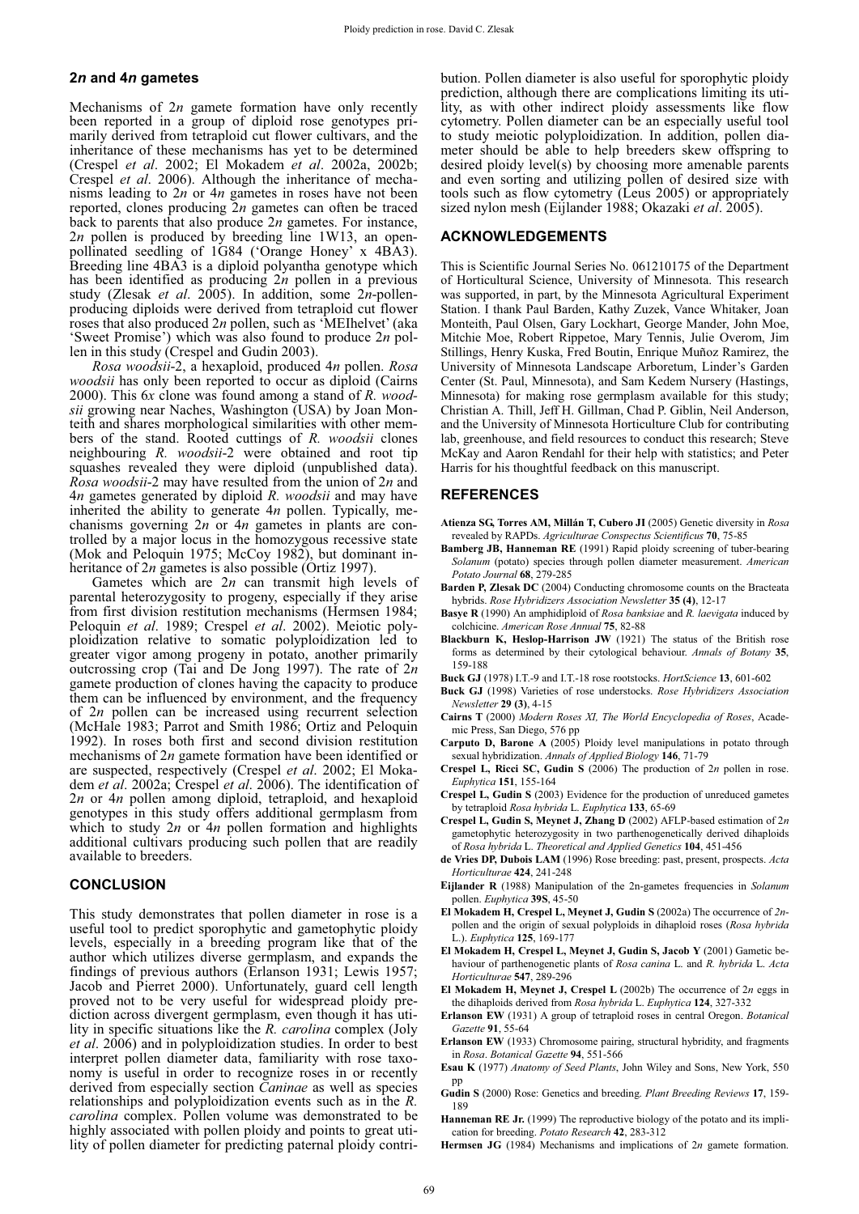### 2*n* and 4*n* gametes

Mechanisms of 2*n* gamete formation have only recently been reported in a group of diploid rose genotypes primarily derived from tetraploid cut flower cultivars, and the inheritance of these mechanisms has yet to be determined (Crespel *et al*. 2002; El Mokadem *et al*. 2002a, 2002b; Crespel *et al*. 2006). Although the inheritance of mechanisms leading to 2*n* or 4*n* gametes in roses have not been reported, clones producing 2*n* gametes can often be traced back to parents that also produce 2*n* gametes. For instance, 2*n* pollen is produced by breeding line 1W13, an open-pollinated seedling of 1G84 ('Orange Honey' x 4BA3). Breeding line 4BA3 is a diploid polyantha genotype which has been identified as producing 2*n* pollen in a previous study (Zlesak *et al*. 2005). In addition, some 2*n*-pollen-producing diploids were derived from tetraploid cut flower roses that also produced 2*n* pollen, such as 'MEIhelvet' (aka 'Sweet Promise') which was also found to produce 2*n* pollen in this study (Crespel and Gudin 2003).

*Rosa woodsii*-2, a hexaploid, produced 4*n* pollen. *Rosa woodsii* has only been reported to occur as diploid (Cairns 2000). This 6*x* clone was found among a stand of *R. woodsii* growing near Naches, Washington (USA) by Joan Monteith and shares morphological similarities with other members of the stand. Rooted cuttings of *R. woodsii* clones neighbouring *R. woodsii*-2 were obtained and root tip squashes revealed they were diploid (unpublished data). *Rosa woodsii*-2 may have resulted from the union of 2*n* and 4*n* gametes generated by diploid *R. woodsii* and may have inherited the ability to generate 4*n* pollen. Typically, mechanisms governing 2*n* or 4*n* gametes in plants are controlled by a major locus in the homozygous recessive state (Mok and Peloquin 1975; McCoy 1982), but dominant inheritance of 2*n* gametes is also possible (Ortiz 1997).

Gametes which are 2*n* can transmit high levels of parental heterozygosity to progeny, especially if they arise from first division restitution mechanisms (Hermsen 1984; Peloquin *et al*. 1989; Crespel *et al*. 2002). Meiotic polyploidization relative to somatic polyploidization led to greater vigor among progeny in potato, another primarily outcrossing crop (Tai and De Jong 1997). The rate of 2*n* gamete production of clones having the capacity to produce them can be influenced by environment, and the frequency of 2*n* pollen can be increased using recurrent selection (McHale 1983; Parrot and Smith 1986; Ortiz and Peloquin 1992). In roses both first and second division restitution mechanisms of 2*n* gamete formation have been identified or are suspected, respectively (Crespel *et al*. 2002; El Mokadem *et al*. 2002a; Crespel *et al*. 2006). The identification of 2*n* or 4*n* pollen among diploid, tetraploid, and hexaploid genotypes in this study offers additional germplasm from which to study 2*n* or 4*n* pollen formation and highlights additional cultivars producing such pollen that are readily available to breeders.

## CONCLUSION

This study demonstrates that pollen diameter in rose is a useful tool to predict sporophytic and gametophytic ploidy levels, especially in a breeding program like that of the author which utilizes diverse germplasm, and expands the findings of previous authors (Erlanson 1931; Lewis 1957; Jacob and Pierret 2000). Unfortunately, guard cell length proved not to be very useful for widespread ploidy prediction across divergent germplasm, even though it has utility in specific situations like the *R. carolina* complex (Joly *et al*. 2006) and in polyploidization studies. In order to best interpret pollen diameter data, familiarity with rose taxonomy is useful in order to recognize roses in or recently derived from especially section *Caninae* as well as species relationships and polyploidization events such as in the *R. carolina* complex. Pollen volume was demonstrated to be highly associated with pollen ploidy and points to great utility of pollen diameter for predicting paternal ploidy contribution. Pollen diameter is also useful for sporophytic ploidy prediction, although there are complications limiting its utility, as with other indirect ploidy assessments like flow cytometry. Pollen diameter can be an especially useful tool to study meiotic polyploidization. In addition, pollen diameter should be able to help breeders skew offspring to desired ploidy level(s) by choosing more amenable parents and even sorting and utilizing pollen of desired size with tools such as flow cytometry (Leus 2005) or appropriately sized nylon mesh (Eijlander 1988; Okazaki *et al*. 2005).

## ACKNOWLEDGEMENTS

This is Scientific Journal Series No. 061210175 of the Department of Horticultural Science, University of Minnesota. This research was supported, in part, by the Minnesota Agricultural Experiment Station. I thank Paul Barden, Kathy Zuzek, Vance Whitaker, Joan Monteith, Paul Olsen, Gary Lockhart, George Mander, John Moe, Mitchie Moe, Robert Rippetoe, Mary Tennis, Julie Overom, Jim Stillings, Henry Kuska, Fred Boutin, Enrique Muñoz Ramirez, the University of Minnesota Landscape Arboretum, Linder's Garden Center (St. Paul, Minnesota), and Sam Kedem Nursery (Hastings, Minnesota) for making rose germplasm available for this study; Christian A. Thill, Jeff H. Gillman, Chad P. Giblin, Neil Anderson, and the University of Minnesota Horticulture Club for contributing lab, greenhouse, and field resources to conduct this research; Steve McKay and Aaron Rendahl for their help with statistics; and Peter Harris for his thoughtful feedback on this manuscript.

## REFERENCES

**Atienza SG, Torres AM, Millán T, Cubero JI** (2005) Genetic diversity in *Rosa* revealed by RAPDs. *Agriculturae Conspectus Scientificus* **70**, 75-85

**Bamberg JB, Hanneman RE** (1991) Rapid ploidy screening of tuber-bearing *Solanum* (potato) species through pollen diameter measurement. *American Potato Journal* **68**, 279-285

**Barden P, Zlesak DC** (2004) Conducting chromosome counts on the Bracteata hybrids. *Rose Hybridizers Association Newsletter* **35 (4)**, 12-17

**Basye R** (1990) An amphidiploid of *Rosa banksiae* and *R. laevigata* induced by colchicine. *American Rose Annual* **75**, 82-88

**Blackburn K, Heslop-Harrison JW** (1921) The status of the British rose forms as determined by their cytological behaviour. *Annals of Botany* **35**, 159-188

**Buck GJ** (1978) I.T.-9 and I.T.-18 rose rootstocks. *HortScience* **13**, 601-602

**Buck GJ** (1998) Varieties of rose understocks. *Rose Hybridizers Association Newsletter* **29 (3)**, 4-15

**Cairns T** (2000) *Modern Roses XI, The World Encyclopedia of Roses*, Academic Press, San Diego, 576 pp

**Carputo D, Barone A** (2005) Ploidy level manipulations in potato through sexual hybridization. *Annals of Applied Biology* **146**, 71-79

**Crespel L, Ricci SC, Gudin S** (2006) The production of 2*n* pollen in rose. *Euphytica* **151**, 155-164

**Crespel L, Gudin S** (2003) Evidence for the production of unreduced gametes by tetraploid *Rosa hybrida* L. *Euphytica* **133**, 65-69

**Crespel L, Gudin S, Meynet J, Zhang D** (2002) AFLP-based estimation of 2*n* gametophytic heterozygosity in two parthenogenetically derived dihaploids of *Rosa hybrida* L. *Theoretical and Applied Genetics* **104**, 451-456

**de Vries DP, Dubois LAM** (1996) Rose breeding: past, present, prospects. *Acta Horticulturae* **424**, 241-248

**Eijlander R** (1988) Manipulation of the 2n-gametes frequencies in *Solanum* pollen. *Euphytica* **39S**, 45-50

**El Mokadem H, Crespel L, Meynet J, Gudin S** (2002a) The occurrence of *2n*-pollen and the origin of sexual polyploids in dihaploid roses (*Rosa hybrida* L.). *Euphytica* **125**, 169-177

**El Mokadem H, Crespel L, Meynet J, Gudin S, Jacob Y** (2001) Gametic behaviour of parthenogenetic plants of *Rosa canina* L. and *R. hybrida* L. *Acta Horticulturae* **547**, 289-296

**El Mokadem H, Meynet J, Crespel L** (2002b) The occurrence of 2*n* eggs in the dihaploids derived from *Rosa hybrida* L. *Euphytica* **124**, 327-332

**Erlanson EW** (1931) A group of tetraploid roses in central Oregon. *Botanical Gazette* **91**, 55-64

**Erlanson EW** (1933) Chromosome pairing, structural hybridity, and fragments in *Rosa*. *Botanical Gazette* **94**, 551-566

**Esau K** (1977) *Anatomy of Seed Plants*, John Wiley and Sons, New York, 550 pp

**Gudin S** (2000) Rose: Genetics and breeding. *Plant Breeding Reviews* **17**, 159-189

**Hanneman RE Jr.** (1999) The reproductive biology of the potato and its implication for breeding. *Potato Research* **42**, 283-312

**Hermsen JG** (1984) Mechanisms and implications of 2*n* gamete formation.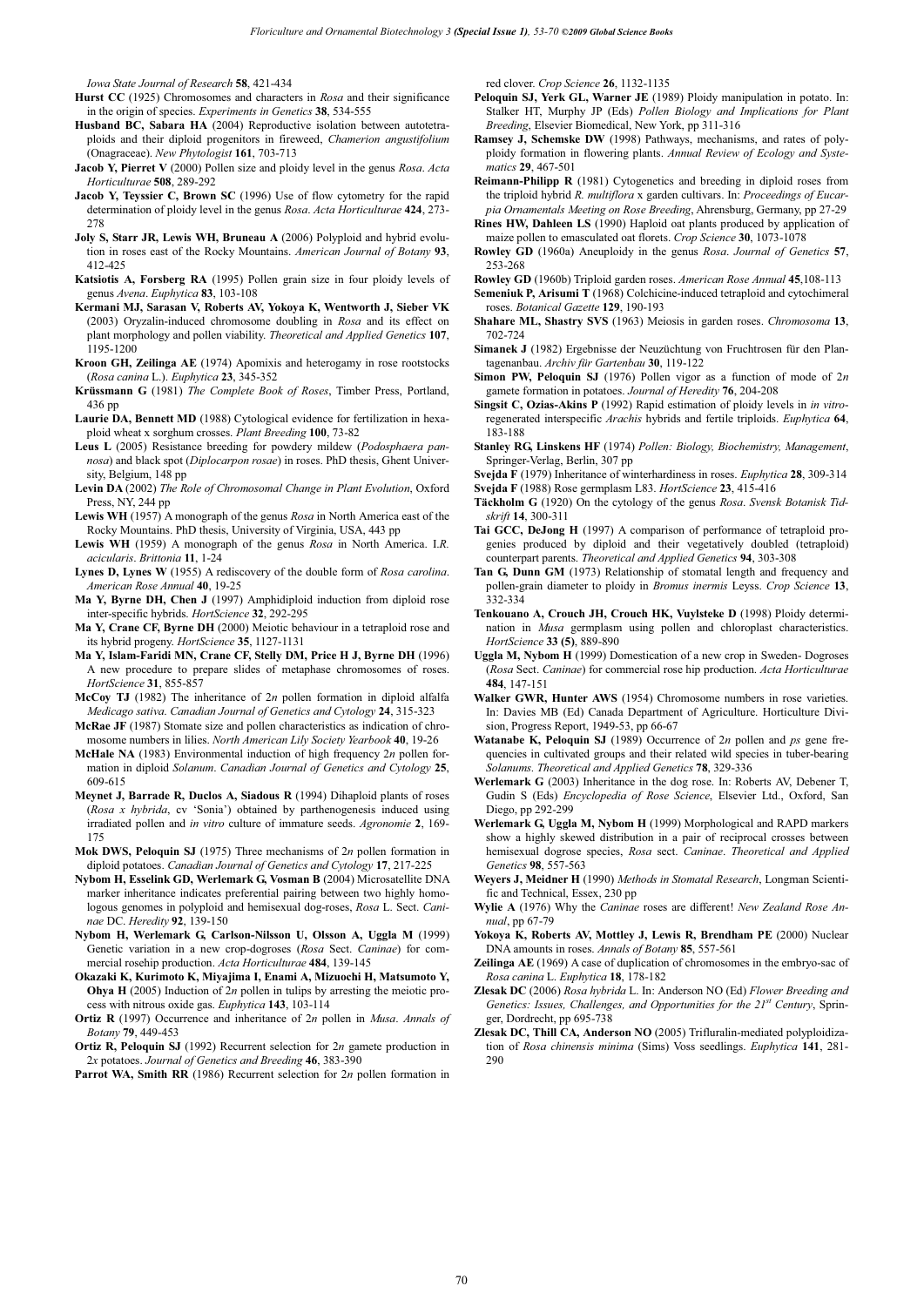*Iowa State Journal of Research* **58**, 421-434

**Hurst CC** (1925) Chromosomes and characters in *Rosa* and their significance in the origin of species. *Experiments in Genetics* **38**, 534-555

**Husband BC, Sabara HA** (2004) Reproductive isolation between autotetraploids and their diploid progenitors in fireweed, *Chamerion angustifolium* (Onagraceae). *New Phytologist* **161**, 703-713

**Jacob Y, Pierret V** (2000) Pollen size and ploidy level in the genus *Rosa*. *Acta Horticulturae* **508**, 289-292

**Jacob Y, Teyssier C, Brown SC** (1996) Use of flow cytometry for the rapid determination of ploidy level in the genus *Rosa*. *Acta Horticulturae* **424**, 273-278

**Joly S, Starr JR, Lewis WH, Bruneau A** (2006) Polyploid and hybrid evolution in roses east of the Rocky Mountains. *American Journal of Botany* **93**, 412-425

**Katsiotis A, Forsberg RA** (1995) Pollen grain size in four ploidy levels of genus *Avena*. *Euphytica* **83**, 103-108

**Kermani MJ, Sarasan V, Roberts AV, Yokoya K, Wentworth J, Sieber VK** (2003) Oryzalin-induced chromosome doubling in *Rosa* and its effect on plant morphology and pollen viability. *Theoretical and Applied Genetics* **107**, 1195-1200

**Kroon GH, Zeilinga AE** (1974) Apomixis and heterogamy in rose rootstocks (*Rosa canina* L.). *Euphytica* **23**, 345-352

**Krüssmann G** (1981) *The Complete Book of Roses*, Timber Press, Portland, 436 pp

**Laurie DA, Bennett MD** (1988) Cytological evidence for fertilization in hexaploid wheat x sorghum crosses. *Plant Breeding* **100**, 73-82

**Leus L** (2005) Resistance breeding for powdery mildew (*Podosphaera pannosa*) and black spot (*Diplocarpon rosae*) in roses. PhD thesis, Ghent University, Belgium, 148 pp

**Levin DA** (2002) *The Role of Chromosomal Change in Plant Evolution*, Oxford Press, NY, 244 pp

**Lewis WH** (1957) A monograph of the genus *Rosa* in North America east of the Rocky Mountains. PhD thesis, University of Virginia, USA, 443 pp

**Lewis WH** (1959) A monograph of the genus *Rosa* in North America. I.*R. acicularis*. *Brittonia* **11**, 1-24

**Lynes D, Lynes W** (1955) A rediscovery of the double form of *Rosa carolina*. *American Rose Annual* **40**, 19-25

**Ma Y, Byrne DH, Chen J** (1997) Amphidiploid induction from diploid rose inter-specific hybrids. *HortScience* **32**, 292-295

**Ma Y, Crane CF, Byrne DH** (2000) Meiotic behaviour in a tetraploid rose and its hybrid progeny. *HortScience* **35**, 1127-1131

**Ma Y, Islam-Faridi MN, Crane CF, Stelly DM, Price H J, Byrne DH** (1996) A new procedure to prepare slides of metaphase chromosomes of roses. *HortScience* **31**, 855-857

**McCoy TJ** (1982) The inheritance of 2*n* pollen formation in diploid alfalfa *Medicago sativa*. *Canadian Journal of Genetics and Cytology* **24**, 315-323

**McRae JF** (1987) Stomate size and pollen characteristics as indication of chromosome numbers in lilies. *North American Lily Society Yearbook* **40**, 19-26

**McHale NA** (1983) Environmental induction of high frequency 2*n* pollen formation in diploid *Solanum*. *Canadian Journal of Genetics and Cytology* **25**, 609-615

**Meynet J, Barrade R, Duclos A, Siadous R** (1994) Dihaploid plants of roses (*Rosa x hybrida*, cv 'Sonia') obtained by parthenogenesis induced using irradiated pollen and *in vitro* culture of immature seeds. *Agronomie* **2**, 169-175

**Mok DWS, Peloquin SJ** (1975) Three mechanisms of 2*n* pollen formation in diploid potatoes. *Canadian Journal of Genetics and Cytology* **17**, 217-225

**Nybom H, Esselink GD, Werlemark G, Vosman B** (2004) Microsatellite DNA marker inheritance indicates preferential pairing between two highly homologous genomes in polyploid and hemisexual dog-roses, *Rosa* L. Sect. *Caninae* DC. *Heredity* **92**, 139-150

**Nybom H, Werlemark G, Carlson-Nilsson U, Olsson A, Uggla M** (1999) Genetic variation in a new crop-dogroses (*Rosa* Sect. *Caninae*) for commercial rosehip production. *Acta Horticulturae* **484**, 139-145

**Okazaki K, Kurimoto K, Miyajima I, Enami A, Mizuochi H, Matsumoto Y, Ohya H** (2005) Induction of 2*n* pollen in tulips by arresting the meiotic process with nitrous oxide gas. *Euphytica* **143**, 103-114

**Ortiz R** (1997) Occurrence and inheritance of 2*n* pollen in *Musa*. *Annals of Botany* **79**, 449-453

**Ortiz R, Peloquin SJ** (1992) Recurrent selection for 2*n* gamete production in 2*x* potatoes. *Journal of Genetics and Breeding* **46**, 383-390

**Parrot WA, Smith RR** (1986) Recurrent selection for 2*n* pollen formation in red clover. *Crop Science* **26**, 1132-1135

**Peloquin SJ, Yerk GL, Warner JE** (1989) Ploidy manipulation in potato. In: Stalker HT, Murphy JP (Eds) *Pollen Biology and Implications for Plant Breeding*, Elsevier Biomedical, New York, pp 311-316

**Ramsey J, Schemske DW** (1998) Pathways, mechanisms, and rates of polyploidy formation in flowering plants. *Annual Review of Ecology and Systematics* **29**, 467-501

**Reimann-Philipp R** (1981) Cytogenetics and breeding in diploid roses from the triploid hybrid *R. multiflora* x garden cultivars. In: *Proceedings of Eucarpia Ornamentals Meeting on Rose Breeding*, Ahrensburg, Germany, pp 27-29

**Rines HW, Dahleen LS** (1990) Haploid oat plants produced by application of maize pollen to emasculated oat florets. *Crop Science* **30**, 1073-1078

**Rowley GD** (1960a) Aneuploidy in the genus *Rosa*. *Journal of Genetics* **57**, 253-268

**Rowley GD** (1960b) Triploid garden roses. *American Rose Annual* **45**,108-113

**Semeniuk P, Arisumi T** (1968) Colchicine-induced tetraploid and cytochimeral roses. *Botanical Gazette* **129**, 190-193

**Shahare ML, Shastry SVS** (1963) Meiosis in garden roses. *Chromosoma* **13**, 702-724

**Simanek J** (1982) Ergebnisse der Neuzüchtung von Fruchtrosen für den Plantagenanbau. *Archiv für Gartenbau* **30**, 119-122

**Simon PW, Peloquin SJ** (1976) Pollen vigor as a function of mode of 2*n* gamete formation in potatoes. *Journal of Heredity* **76**, 204-208

**Singsit C, Ozias-Akins P** (1992) Rapid estimation of ploidy levels in *in vitro*-regenerated interspecific *Arachis* hybrids and fertile triploids. *Euphytica* **64**, 183-188

**Stanley RG, Linskens HF** (1974) *Pollen: Biology, Biochemistry, Management*, Springer-Verlag, Berlin, 307 pp

**Svejda F** (1979) Inheritance of winterhardiness in roses. *Euphytica* **28**, 309-314

**Svejda F** (1988) Rose germplasm L83. *HortScience* **23**, 415-416

**Täckholm G** (1920) On the cytology of the genus *Rosa*. *Svensk Botanisk Tidskrift* **14**, 300-311

**Tai GCC, DeJong H** (1997) A comparison of performance of tetraploid progenies produced by diploid and their vegetatively doubled (tetraploid) counterpart parents. *Theoretical and Applied Genetics* **94**, 303-308

**Tan G, Dunn GM** (1973) Relationship of stomatal length and frequency and pollen-grain diameter to ploidy in *Bromus inermis* Leyss. *Crop Science* **13**, 332-334

**Tenkouano A, Crouch JH, Crouch HK, Vuylsteke D** (1998) Ploidy determination in *Musa* germplasm using pollen and chloroplast characteristics. *HortScience* **33 (5)**, 889-890

**Uggla M, Nybom H** (1999) Domestication of a new crop in Sweden- Dogroses (*Rosa* Sect. *Caninae*) for commercial rose hip production. *Acta Horticulturae* **484**, 147-151

**Walker GWR, Hunter AWS** (1954) Chromosome numbers in rose varieties. In: Davies MB (Ed) Canada Department of Agriculture. Horticulture Division, Progress Report, 1949-53, pp 66-67

**Watanabe K, Peloquin SJ** (1989) Occurrence of 2*n* pollen and *ps* gene frequencies in cultivated groups and their related wild species in tuber-bearing *Solanums*. *Theoretical and Applied Genetics* **78**, 329-336

**Werlemark G** (2003) Inheritance in the dog rose. In: Roberts AV, Debener T, Gudin S (Eds) *Encyclopedia of Rose Science*, Elsevier Ltd., Oxford, San Diego, pp 292-299

**Werlemark G, Uggla M, Nybom H** (1999) Morphological and RAPD markers show a highly skewed distribution in a pair of reciprocal crosses between hemisexual dogrose species, *Rosa* sect. *Caninae*. *Theoretical and Applied Genetics* **98**, 557-563

**Weyers J, Meidner H** (1990) *Methods in Stomatal Research*, Longman Scientific and Technical, Essex, 230 pp

**Wylie A** (1976) Why the *Caninae* roses are different! *New Zealand Rose Annual*, pp 67-79

**Yokoya K, Roberts AV, Mottley J, Lewis R, Brendham PE** (2000) Nuclear DNA amounts in roses. *Annals of Botany* **85**, 557-561

**Zeilinga AE** (1969) A case of duplication of chromosomes in the embryo-sac of *Rosa canina* L. *Euphytica* **18**, 178-182

**Zlesak DC** (2006) *Rosa hybrida* L. In: Anderson NO (Ed) *Flower Breeding and Genetics: Issues, Challenges, and Opportunities for the 21st Century*, Springer, Dordrecht, pp 695-738

**Zlesak DC, Thill CA, Anderson NO** (2005) Trifluralin-mediated polyploidization of *Rosa chinensis minima* (Sims) Voss seedlings. *Euphytica* **141**, 281-290